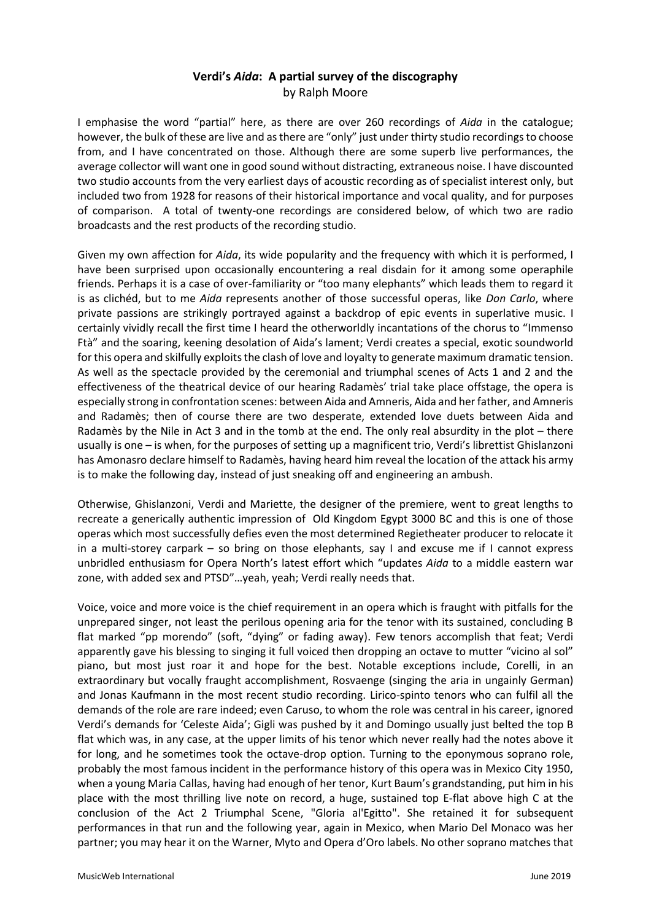# Verdi's *Aida*: A partial survey of the discography

by Ralph Moore

I emphasise the word "partial" here, as there are over 260 recordings of *Aida* in the catalogue; however, the bulk of these are live and as there are "only" just under thirty studio recordings to choose from, and I have concentrated on those. Although there are some superb live performances, the average collector will want one in good sound without distracting, extraneous noise. I have discounted two studio accounts from the very earliest days of acoustic recording as of specialist interest only, but included two from 1928 for reasons of their historical importance and vocal quality, and for purposes of comparison. A total of twenty-one recordings are considered below, of which two are radio broadcasts and the rest products of the recording studio.

Given my own affection for *Aida*, its wide popularity and the frequency with which it is performed, I have been surprised upon occasionally encountering a real disdain for it among some operaphile friends. Perhaps it is a case of over-familiarity or "too many elephants" which leads them to regard it is as clichéd, but to me *Aida* represents another of those successful operas, like *Don Carlo*, where private passions are strikingly portrayed against a backdrop of epic events in superlative music. I certainly vividly recall the first time I heard the otherworldly incantations of the chorus to "Immenso Ftà" and the soaring, keening desolation of Aida's lament; Verdi creates a special, exotic soundworld for this opera and skilfully exploits the clash of love and loyalty to generate maximum dramatic tension. As well as the spectacle provided by the ceremonial and triumphal scenes of Acts 1 and 2 and the effectiveness of the theatrical device of our hearing Radamès' trial take place offstage, the opera is especially strong in confrontation scenes: between Aida and Amneris, Aida and her father, and Amneris and Radamès; then of course there are two desperate, extended love duets between Aida and Radamès by the Nile in Act 3 and in the tomb at the end. The only real absurdity in the plot – there usually is one – is when, for the purposes of setting up a magnificent trio, Verdi's librettist Ghislanzoni has Amonasro declare himself to Radamès, having heard him reveal the location of the attack his army is to make the following day, instead of just sneaking off and engineering an ambush.

Otherwise, Ghislanzoni, Verdi and Mariette, the designer of the premiere, went to great lengths to recreate a generically authentic impression of Old Kingdom Egypt 3000 BC and this is one of those operas which most successfully defies even the most determined Regietheater producer to relocate it in a multi-storey carpark – so bring on those elephants, say I and excuse me if I cannot express unbridled enthusiasm for Opera North's latest effort which "updates *Aida* to a middle eastern war zone, with added sex and PTSD"…yeah, yeah; Verdi really needs that.

Voice, voice and more voice is the chief requirement in an opera which is fraught with pitfalls for the unprepared singer, not least the perilous opening aria for the tenor with its sustained, concluding B flat marked "pp morendo" (soft, "dying" or fading away). Few tenors accomplish that feat; Verdi apparently gave his blessing to singing it full voiced then dropping an octave to mutter "vicino al sol" piano, but most just roar it and hope for the best. Notable exceptions include, Corelli, in an extraordinary but vocally fraught accomplishment, Rosvaenge (singing the aria in ungainly German) and Jonas Kaufmann in the most recent studio recording. Lirico-spinto tenors who can fulfil all the demands of the role are rare indeed; even Caruso, to whom the role was central in his career, ignored Verdi's demands for 'Celeste Aida'; Gigli was pushed by it and Domingo usually just belted the top B flat which was, in any case, at the upper limits of his tenor which never really had the notes above it for long, and he sometimes took the octave-drop option. Turning to the eponymous soprano role, probably the most famous incident in the performance history of this opera was in Mexico City 1950, when a young Maria Callas, having had enough of her tenor, Kurt Baum's grandstanding, put him in his place with the most thrilling live note on record, a huge, sustained top E-flat above high C at the conclusion of the Act 2 Triumphal Scene, "Gloria al'Egitto". She retained it for subsequent performances in that run and the following year, again in Mexico, when Mario Del Monaco was her partner; you may hear it on the Warner, Myto and Opera d'Oro labels. No other soprano matches that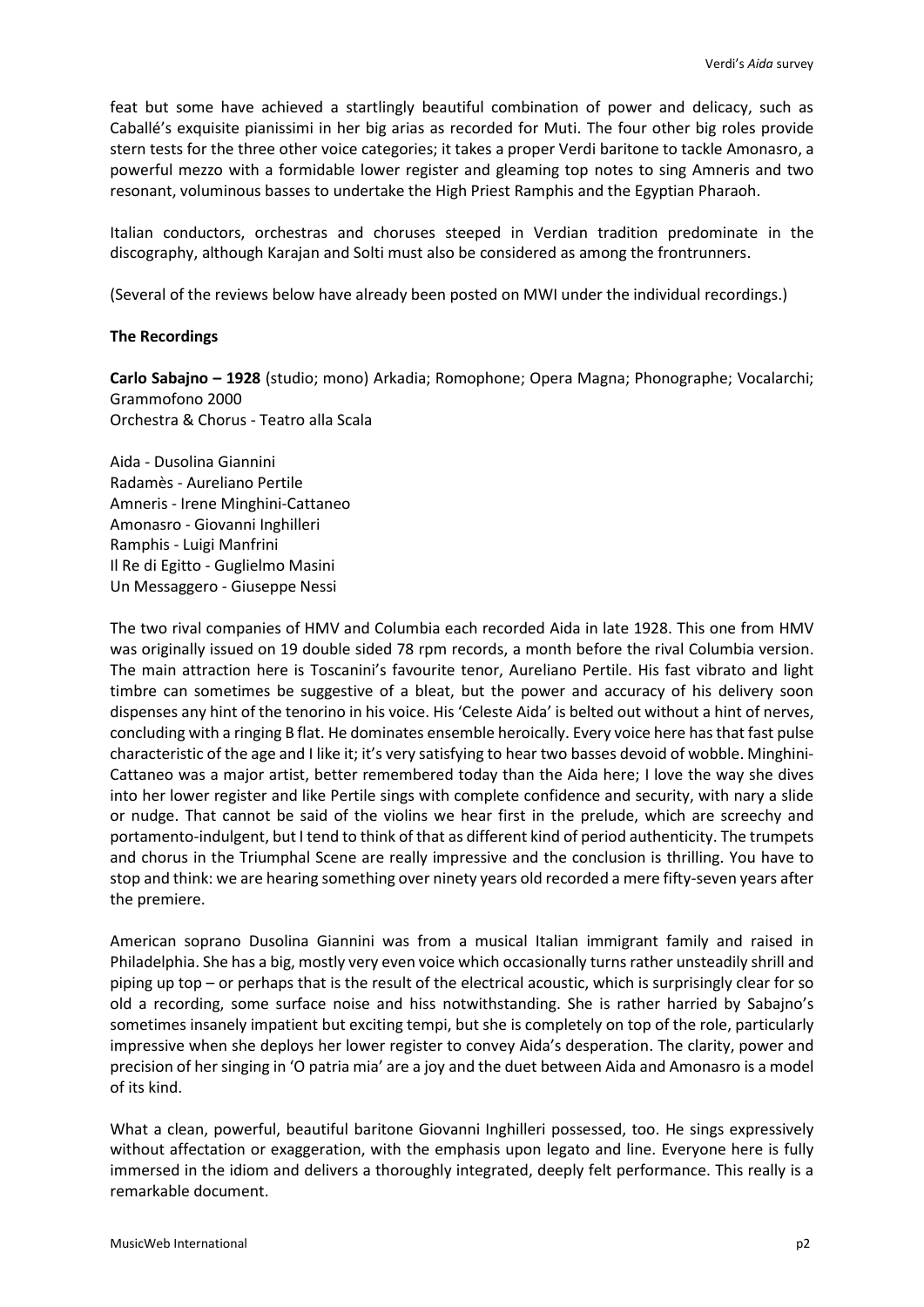feat but some have achieved a startlingly beautiful combination of power and delicacy, such as Caballé's exquisite pianissimi in her big arias as recorded for Muti. The four other big roles provide stern tests for the three other voice categories; it takes a proper Verdi baritone to tackle Amonasro, a powerful mezzo with a formidable lower register and gleaming top notes to sing Amneris and two resonant, voluminous basses to undertake the High Priest Ramphis and the Egyptian Pharaoh.

Italian conductors, orchestras and choruses steeped in Verdian tradition predominate in the discography, although Karajan and Solti must also be considered as among the frontrunners.

(Several of the reviews below have already been posted on MWI under the individual recordings.)

**The Recordings**

**Carlo Sabajno – 1928** (studio; mono) Arkadia; Romophone; Opera Magna; Phonographe; Vocalarchi; Grammofono 2000
Orchestra & Chorus - Teatro alla Scala

Aida - Dusolina Giannini
Radamès - Aureliano Pertile
Amneris - Irene Minghini-Cattaneo
Amonasro - Giovanni Inghilleri
Ramphis - Luigi Manfrini
Il Re di Egitto - Guglielmo Masini
Un Messaggero - Giuseppe Nessi

The two rival companies of HMV and Columbia each recorded Aida in late 1928. This one from HMV was originally issued on 19 double sided 78 rpm records, a month before the rival Columbia version. The main attraction here is Toscanini's favourite tenor, Aureliano Pertile. His fast vibrato and light timbre can sometimes be suggestive of a bleat, but the power and accuracy of his delivery soon dispenses any hint of the tenorino in his voice. His 'Celeste Aida' is belted out without a hint of nerves, concluding with a ringing B flat. He dominates ensemble heroically. Every voice here has that fast pulse characteristic of the age and I like it; it's very satisfying to hear two basses devoid of wobble. Minghini-Cattaneo was a major artist, better remembered today than the Aida here; I love the way she dives into her lower register and like Pertile sings with complete confidence and security, with nary a slide or nudge. That cannot be said of the violins we hear first in the prelude, which are screechy and portamento-indulgent, but I tend to think of that as different kind of period authenticity. The trumpets and chorus in the Triumphal Scene are really impressive and the conclusion is thrilling. You have to stop and think: we are hearing something over ninety years old recorded a mere fifty-seven years after the premiere.

American soprano Dusolina Giannini was from a musical Italian immigrant family and raised in Philadelphia. She has a big, mostly very even voice which occasionally turns rather unsteadily shrill and piping up top – or perhaps that is the result of the electrical acoustic, which is surprisingly clear for so old a recording, some surface noise and hiss notwithstanding. She is rather harried by Sabajno's sometimes insanely impatient but exciting tempi, but she is completely on top of the role, particularly impressive when she deploys her lower register to convey Aida's desperation. The clarity, power and precision of her singing in 'O patria mia' are a joy and the duet between Aida and Amonasro is a model of its kind.

What a clean, powerful, beautiful baritone Giovanni Inghilleri possessed, too. He sings expressively without affectation or exaggeration, with the emphasis upon legato and line. Everyone here is fully immersed in the idiom and delivers a thoroughly integrated, deeply felt performance. This really is a remarkable document.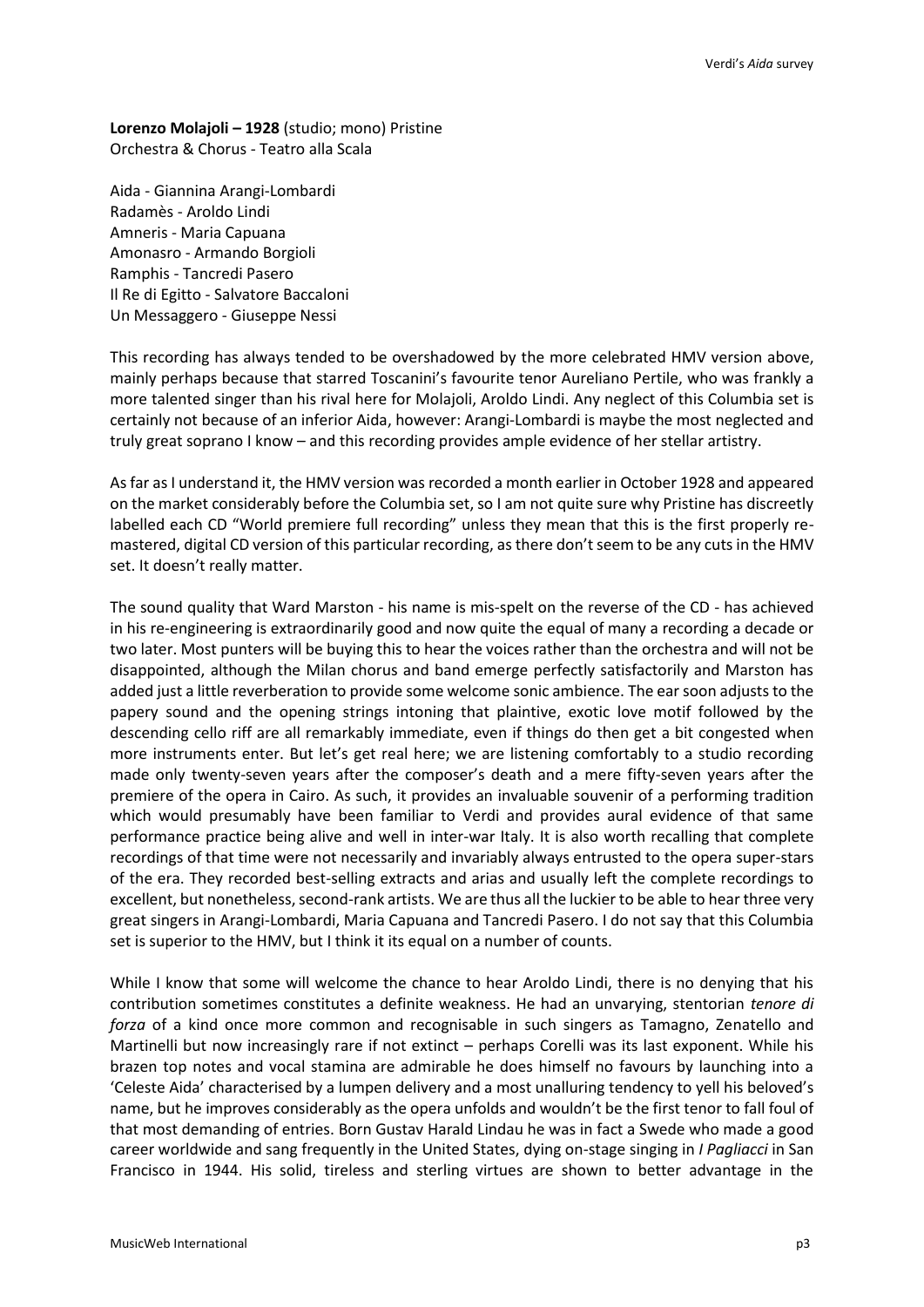**Lorenzo Molajoli – 1928** (studio; mono) Pristine
Orchestra & Chorus - Teatro alla Scala

Aida - Giannina Arangi-Lombardi
Radamès - Aroldo Lindi
Amneris - Maria Capuana
Amonasro - Armando Borgioli
Ramphis - Tancredi Pasero
Il Re di Egitto - Salvatore Baccaloni
Un Messaggero - Giuseppe Nessi

This recording has always tended to be overshadowed by the more celebrated HMV version above, mainly perhaps because that starred Toscanini's favourite tenor Aureliano Pertile, who was frankly a more talented singer than his rival here for Molajoli, Aroldo Lindi. Any neglect of this Columbia set is certainly not because of an inferior Aida, however: Arangi-Lombardi is maybe the most neglected and truly great soprano I know – and this recording provides ample evidence of her stellar artistry.

As far as I understand it, the HMV version was recorded a month earlier in October 1928 and appeared on the market considerably before the Columbia set, so I am not quite sure why Pristine has discreetly labelled each CD "World premiere full recording" unless they mean that this is the first properly re-mastered, digital CD version of this particular recording, as there don't seem to be any cuts in the HMV set. It doesn't really matter.

The sound quality that Ward Marston - his name is mis-spelt on the reverse of the CD - has achieved in his re-engineering is extraordinarily good and now quite the equal of many a recording a decade or two later. Most punters will be buying this to hear the voices rather than the orchestra and will not be disappointed, although the Milan chorus and band emerge perfectly satisfactorily and Marston has added just a little reverberation to provide some welcome sonic ambience. The ear soon adjusts to the papery sound and the opening strings intoning that plaintive, exotic love motif followed by the descending cello riff are all remarkably immediate, even if things do then get a bit congested when more instruments enter. But let's get real here; we are listening comfortably to a studio recording made only twenty-seven years after the composer's death and a mere fifty-seven years after the premiere of the opera in Cairo. As such, it provides an invaluable souvenir of a performing tradition which would presumably have been familiar to Verdi and provides aural evidence of that same performance practice being alive and well in inter-war Italy. It is also worth recalling that complete recordings of that time were not necessarily and invariably always entrusted to the opera super-stars of the era. They recorded best-selling extracts and arias and usually left the complete recordings to excellent, but nonetheless, second-rank artists. We are thus all the luckier to be able to hear three very great singers in Arangi-Lombardi, Maria Capuana and Tancredi Pasero. I do not say that this Columbia set is superior to the HMV, but I think it its equal on a number of counts.

While I know that some will welcome the chance to hear Aroldo Lindi, there is no denying that his contribution sometimes constitutes a definite weakness. He had an unvarying, stentorian *tenore di forza* of a kind once more common and recognisable in such singers as Tamagno, Zenatello and Martinelli but now increasingly rare if not extinct – perhaps Corelli was its last exponent. While his brazen top notes and vocal stamina are admirable he does himself no favours by launching into a 'Celeste Aida' characterised by a lumpen delivery and a most unalluring tendency to yell his beloved's name, but he improves considerably as the opera unfolds and wouldn't be the first tenor to fall foul of that most demanding of entries. Born Gustav Harald Lindau he was in fact a Swede who made a good career worldwide and sang frequently in the United States, dying on-stage singing in *I Pagliacci* in San Francisco in 1944. His solid, tireless and sterling virtues are shown to better advantage in the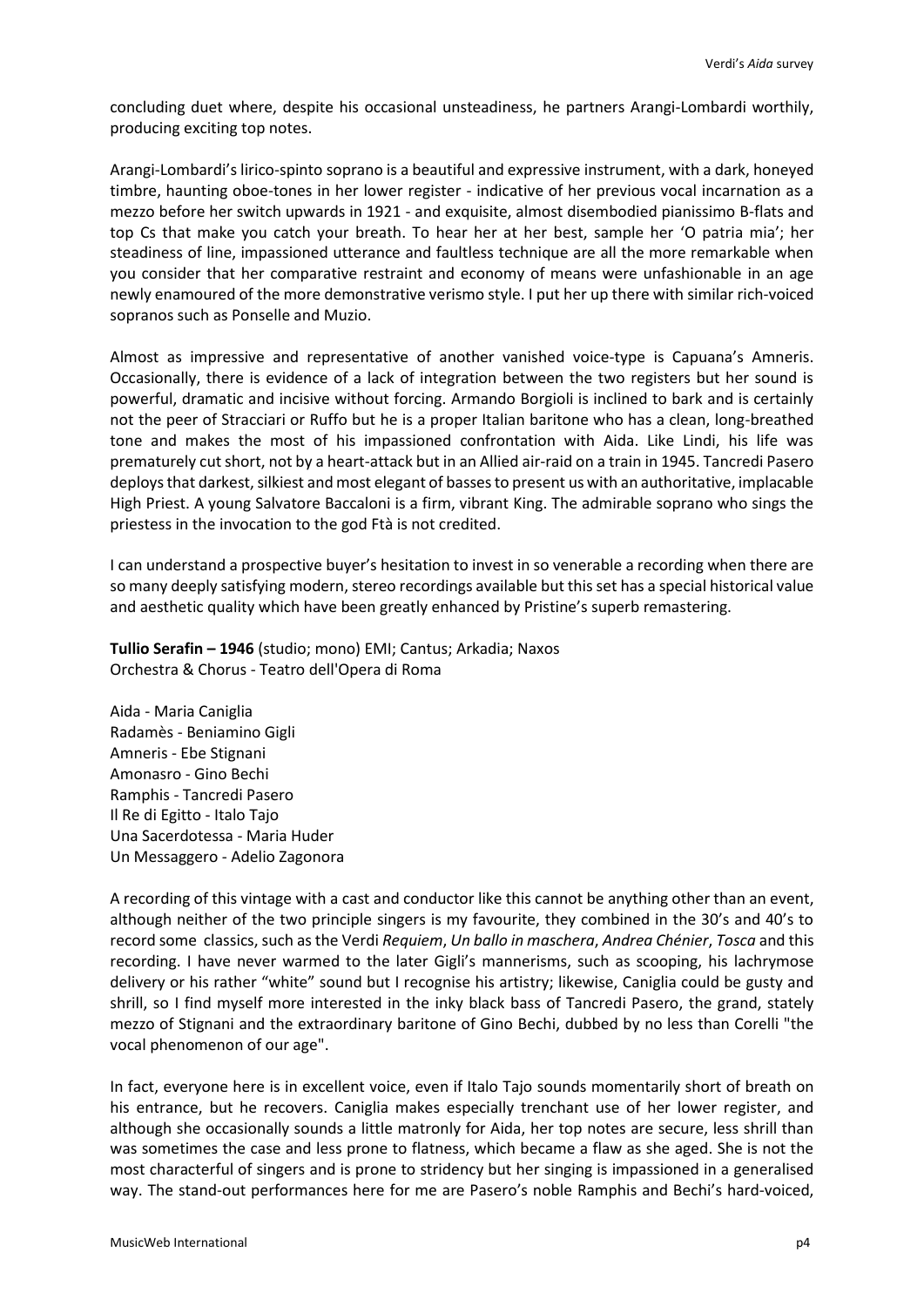concluding duet where, despite his occasional unsteadiness, he partners Arangi-Lombardi worthily, producing exciting top notes.

Arangi-Lombardi's lirico-spinto soprano is a beautiful and expressive instrument, with a dark, honeyed timbre, haunting oboe-tones in her lower register - indicative of her previous vocal incarnation as a mezzo before her switch upwards in 1921 - and exquisite, almost disembodied pianissimo B-flats and top Cs that make you catch your breath. To hear her at her best, sample her 'O patria mia'; her steadiness of line, impassioned utterance and faultless technique are all the more remarkable when you consider that her comparative restraint and economy of means were unfashionable in an age newly enamoured of the more demonstrative verismo style. I put her up there with similar rich-voiced sopranos such as Ponselle and Muzio.

Almost as impressive and representative of another vanished voice-type is Capuana's Amneris. Occasionally, there is evidence of a lack of integration between the two registers but her sound is powerful, dramatic and incisive without forcing. Armando Borgioli is inclined to bark and is certainly not the peer of Stracciari or Ruffo but he is a proper Italian baritone who has a clean, long-breathed tone and makes the most of his impassioned confrontation with Aida. Like Lindi, his life was prematurely cut short, not by a heart-attack but in an Allied air-raid on a train in 1945. Tancredi Pasero deploys that darkest, silkiest and most elegant of basses to present us with an authoritative, implacable High Priest. A young Salvatore Baccaloni is a firm, vibrant King. The admirable soprano who sings the priestess in the invocation to the god Ftà is not credited.

I can understand a prospective buyer's hesitation to invest in so venerable a recording when there are so many deeply satisfying modern, stereo recordings available but this set has a special historical value and aesthetic quality which have been greatly enhanced by Pristine's superb remastering.

**Tullio Serafin – 1946** (studio; mono) EMI; Cantus; Arkadia; Naxos
Orchestra & Chorus - Teatro dell'Opera di Roma

Aida - Maria Caniglia
Radamès - Beniamino Gigli
Amneris - Ebe Stignani
Amonasro - Gino Bechi
Ramphis - Tancredi Pasero
Il Re di Egitto - Italo Tajo
Una Sacerdotessa - Maria Huder
Un Messaggero - Adelio Zagonora

A recording of this vintage with a cast and conductor like this cannot be anything other than an event, although neither of the two principle singers is my favourite, they combined in the 30's and 40's to record some classics, such as the Verdi *Requiem*, *Un ballo in maschera*, *Andrea Chénier*, *Tosca* and this recording. I have never warmed to the later Gigli's mannerisms, such as scooping, his lachrymose delivery or his rather "white" sound but I recognise his artistry; likewise, Caniglia could be gusty and shrill, so I find myself more interested in the inky black bass of Tancredi Pasero, the grand, stately mezzo of Stignani and the extraordinary baritone of Gino Bechi, dubbed by no less than Corelli "the vocal phenomenon of our age".

In fact, everyone here is in excellent voice, even if Italo Tajo sounds momentarily short of breath on his entrance, but he recovers. Caniglia makes especially trenchant use of her lower register, and although she occasionally sounds a little matronly for Aida, her top notes are secure, less shrill than was sometimes the case and less prone to flatness, which became a flaw as she aged. She is not the most characterful of singers and is prone to stridency but her singing is impassioned in a generalised way. The stand-out performances here for me are Pasero's noble Ramphis and Bechi's hard-voiced,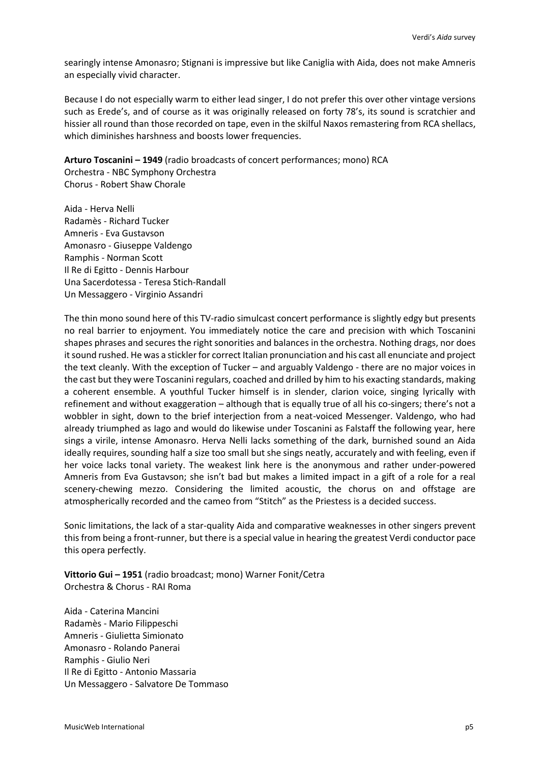searingly intense Amonasro; Stignani is impressive but like Caniglia with Aida, does not make Amneris an especially vivid character.

Because I do not especially warm to either lead singer, I do not prefer this over other vintage versions such as Erede's, and of course as it was originally released on forty 78's, its sound is scratchier and hissier all round than those recorded on tape, even in the skilful Naxos remastering from RCA shellacs, which diminishes harshness and boosts lower frequencies.

**Arturo Toscanini – 1949** (radio broadcasts of concert performances; mono) RCA
Orchestra - NBC Symphony Orchestra
Chorus - Robert Shaw Chorale

Aida - Herva Nelli
Radamès - Richard Tucker
Amneris - Eva Gustavson
Amonasro - Giuseppe Valdengo
Ramphis - Norman Scott
Il Re di Egitto - Dennis Harbour
Una Sacerdotessa - Teresa Stich-Randall
Un Messaggero - Virginio Assandri

The thin mono sound here of this TV-radio simulcast concert performance is slightly edgy but presents no real barrier to enjoyment. You immediately notice the care and precision with which Toscanini shapes phrases and secures the right sonorities and balances in the orchestra. Nothing drags, nor does it sound rushed. He was a stickler for correct Italian pronunciation and his cast all enunciate and project the text cleanly. With the exception of Tucker – and arguably Valdengo - there are no major voices in the cast but they were Toscanini regulars, coached and drilled by him to his exacting standards, making a coherent ensemble. A youthful Tucker himself is in slender, clarion voice, singing lyrically with refinement and without exaggeration – although that is equally true of all his co-singers; there's not a wobbler in sight, down to the brief interjection from a neat-voiced Messenger. Valdengo, who had already triumphed as Iago and would do likewise under Toscanini as Falstaff the following year, here sings a virile, intense Amonasro. Herva Nelli lacks something of the dark, burnished sound an Aida ideally requires, sounding half a size too small but she sings neatly, accurately and with feeling, even if her voice lacks tonal variety. The weakest link here is the anonymous and rather under-powered Amneris from Eva Gustavson; she isn't bad but makes a limited impact in a gift of a role for a real scenery-chewing mezzo. Considering the limited acoustic, the chorus on and offstage are atmospherically recorded and the cameo from "Stitch" as the Priestess is a decided success.

Sonic limitations, the lack of a star-quality Aida and comparative weaknesses in other singers prevent this from being a front-runner, but there is a special value in hearing the greatest Verdi conductor pace this opera perfectly.

**Vittorio Gui – 1951** (radio broadcast; mono) Warner Fonit/Cetra
Orchestra & Chorus - RAI Roma

Aida - Caterina Mancini
Radamès - Mario Filippeschi
Amneris - Giulietta Simionato
Amonasro - Rolando Panerai
Ramphis - Giulio Neri
Il Re di Egitto - Antonio Massaria
Un Messaggero - Salvatore De Tommaso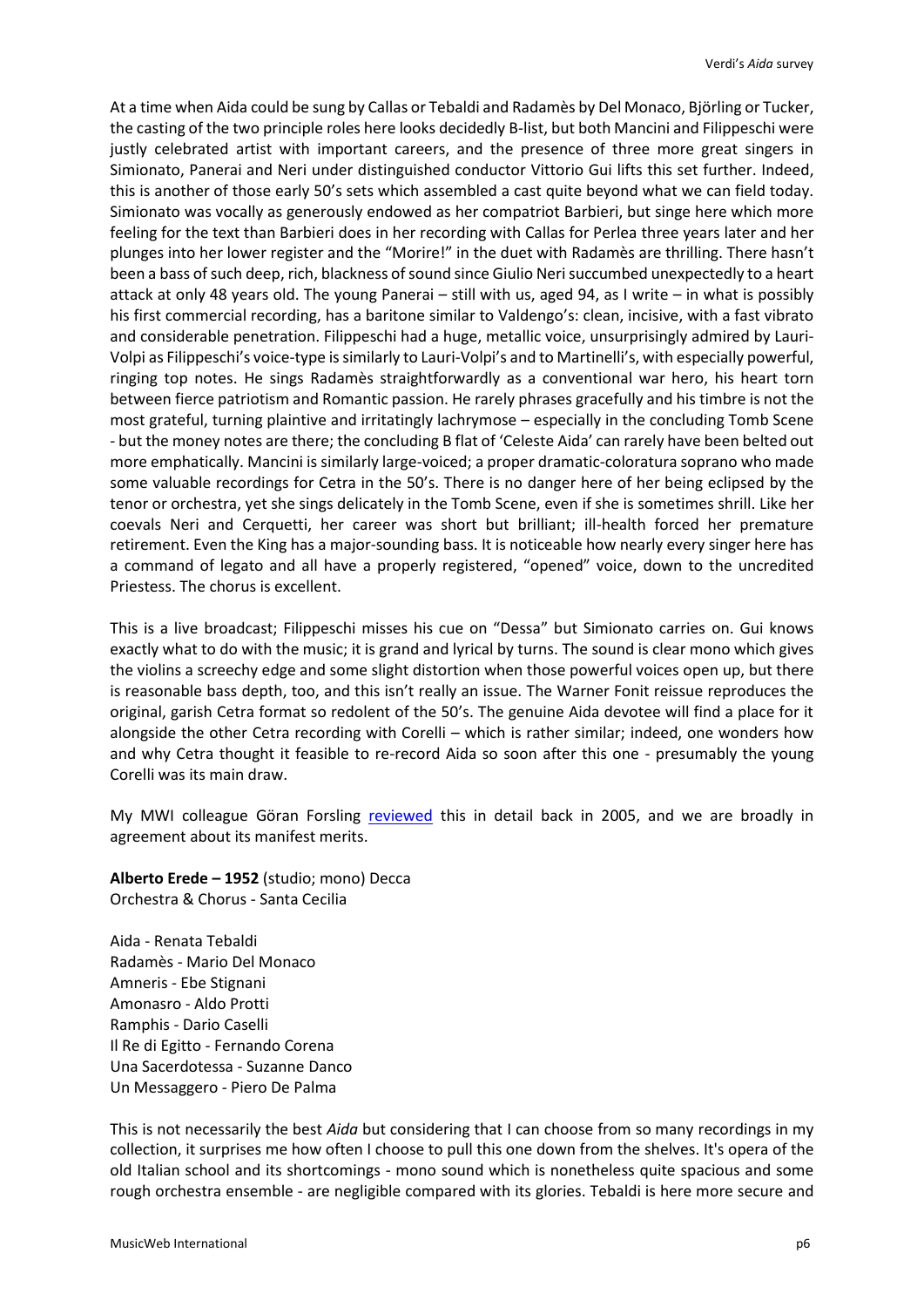At a time when Aida could be sung by Callas or Tebaldi and Radamès by Del Monaco, Björling or Tucker, the casting of the two principle roles here looks decidedly B-list, but both Mancini and Filippeschi were justly celebrated artist with important careers, and the presence of three more great singers in Simionato, Panerai and Neri under distinguished conductor Vittorio Gui lifts this set further. Indeed, this is another of those early 50's sets which assembled a cast quite beyond what we can field today. Simionato was vocally as generously endowed as her compatriot Barbieri, but singe here which more feeling for the text than Barbieri does in her recording with Callas for Perlea three years later and her plunges into her lower register and the "Morire!" in the duet with Radamès are thrilling. There hasn't been a bass of such deep, rich, blackness of sound since Giulio Neri succumbed unexpectedly to a heart attack at only 48 years old. The young Panerai – still with us, aged 94, as I write – in what is possibly his first commercial recording, has a baritone similar to Valdengo's: clean, incisive, with a fast vibrato and considerable penetration. Filippeschi had a huge, metallic voice, unsurprisingly admired by Lauri-Volpi as Filippeschi's voice-type is similarly to Lauri-Volpi's and to Martinelli's, with especially powerful, ringing top notes. He sings Radamès straightforwardly as a conventional war hero, his heart torn between fierce patriotism and Romantic passion. He rarely phrases gracefully and his timbre is not the most grateful, turning plaintive and irritatingly lachrymose – especially in the concluding Tomb Scene - but the money notes are there; the concluding B flat of 'Celeste Aida' can rarely have been belted out more emphatically. Mancini is similarly large-voiced; a proper dramatic-coloratura soprano who made some valuable recordings for Cetra in the 50's. There is no danger here of her being eclipsed by the tenor or orchestra, yet she sings delicately in the Tomb Scene, even if she is sometimes shrill. Like her coevals Neri and Cerquetti, her career was short but brilliant; ill-health forced her premature retirement. Even the King has a major-sounding bass. It is noticeable how nearly every singer here has a command of legato and all have a properly registered, "opened" voice, down to the uncredited Priestess. The chorus is excellent.

This is a live broadcast; Filippeschi misses his cue on "Dessa" but Simionato carries on. Gui knows exactly what to do with the music; it is grand and lyrical by turns. The sound is clear mono which gives the violins a screechy edge and some slight distortion when those powerful voices open up, but there is reasonable bass depth, too, and this isn't really an issue. The Warner Fonit reissue reproduces the original, garish Cetra format so redolent of the 50's. The genuine Aida devotee will find a place for it alongside the other Cetra recording with Corelli – which is rather similar; indeed, one wonders how and why Cetra thought it feasible to re-record Aida so soon after this one - presumably the young Corelli was its main draw.

My MWI colleague Göran Forsling reviewed this in detail back in 2005, and we are broadly in agreement about its manifest merits.

**Alberto Erede – 1952** (studio; mono) Decca
Orchestra & Chorus - Santa Cecilia

Aida - Renata Tebaldi
Radamès - Mario Del Monaco
Amneris - Ebe Stignani
Amonasro - Aldo Protti
Ramphis - Dario Caselli
Il Re di Egitto - Fernando Corena
Una Sacerdotessa - Suzanne Danco
Un Messaggero - Piero De Palma

This is not necessarily the best *Aida* but considering that I can choose from so many recordings in my collection, it surprises me how often I choose to pull this one down from the shelves. It's opera of the old Italian school and its shortcomings - mono sound which is nonetheless quite spacious and some rough orchestra ensemble - are negligible compared with its glories. Tebaldi is here more secure and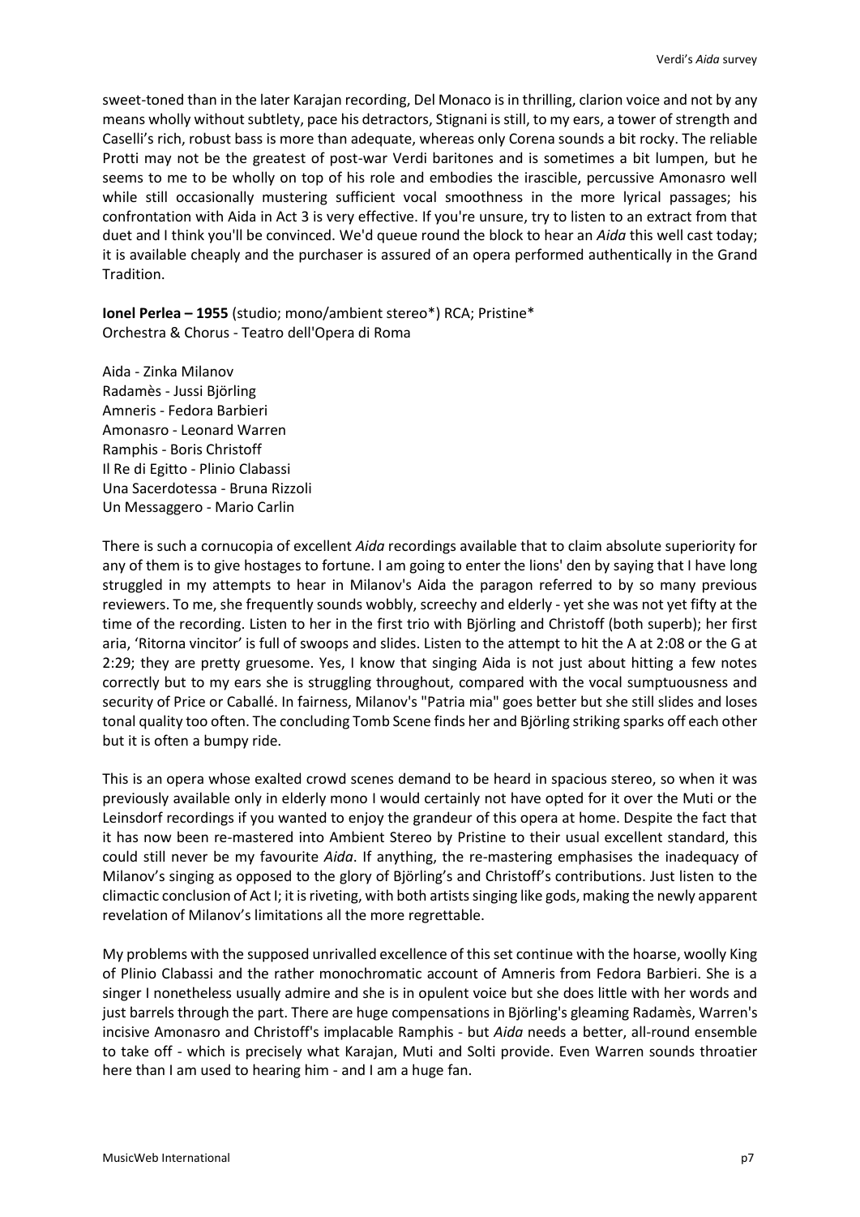sweet-toned than in the later Karajan recording, Del Monaco is in thrilling, clarion voice and not by any means wholly without subtlety, pace his detractors, Stignani is still, to my ears, a tower of strength and Caselli's rich, robust bass is more than adequate, whereas only Corena sounds a bit rocky. The reliable Protti may not be the greatest of post-war Verdi baritones and is sometimes a bit lumpen, but he seems to me to be wholly on top of his role and embodies the irascible, percussive Amonasro well while still occasionally mustering sufficient vocal smoothness in the more lyrical passages; his confrontation with Aida in Act 3 is very effective. If you're unsure, try to listen to an extract from that duet and I think you'll be convinced. We'd queue round the block to hear an *Aida* this well cast today; it is available cheaply and the purchaser is assured of an opera performed authentically in the Grand Tradition.

**Ionel Perlea – 1955** (studio; mono/ambient stereo*) RCA; Pristine*
Orchestra & Chorus - Teatro dell'Opera di Roma

Aida - Zinka Milanov
Radamès - Jussi Björling
Amneris - Fedora Barbieri
Amonasro - Leonard Warren
Ramphis - Boris Christoff
Il Re di Egitto - Plinio Clabassi
Una Sacerdotessa - Bruna Rizzoli
Un Messaggero - Mario Carlin

There is such a cornucopia of excellent *Aida* recordings available that to claim absolute superiority for any of them is to give hostages to fortune. I am going to enter the lions' den by saying that I have long struggled in my attempts to hear in Milanov's Aida the paragon referred to by so many previous reviewers. To me, she frequently sounds wobbly, screechy and elderly - yet she was not yet fifty at the time of the recording. Listen to her in the first trio with Björling and Christoff (both superb); her first aria, 'Ritorna vincitor' is full of swoops and slides. Listen to the attempt to hit the A at 2:08 or the G at 2:29; they are pretty gruesome. Yes, I know that singing Aida is not just about hitting a few notes correctly but to my ears she is struggling throughout, compared with the vocal sumptuousness and security of Price or Caballé. In fairness, Milanov's "Patria mia" goes better but she still slides and loses tonal quality too often. The concluding Tomb Scene finds her and Björling striking sparks off each other but it is often a bumpy ride.

This is an opera whose exalted crowd scenes demand to be heard in spacious stereo, so when it was previously available only in elderly mono I would certainly not have opted for it over the Muti or the Leinsdorf recordings if you wanted to enjoy the grandeur of this opera at home. Despite the fact that it has now been re-mastered into Ambient Stereo by Pristine to their usual excellent standard, this could still never be my favourite *Aida*. If anything, the re-mastering emphasises the inadequacy of Milanov's singing as opposed to the glory of Björling's and Christoff's contributions. Just listen to the climactic conclusion of Act I; it is riveting, with both artists singing like gods, making the newly apparent revelation of Milanov's limitations all the more regrettable.

My problems with the supposed unrivalled excellence of this set continue with the hoarse, woolly King of Plinio Clabassi and the rather monochromatic account of Amneris from Fedora Barbieri. She is a singer I nonetheless usually admire and she is in opulent voice but she does little with her words and just barrels through the part. There are huge compensations in Björling's gleaming Radamès, Warren's incisive Amonasro and Christoff's implacable Ramphis - but *Aida* needs a better, all-round ensemble to take off - which is precisely what Karajan, Muti and Solti provide. Even Warren sounds throatier here than I am used to hearing him - and I am a huge fan.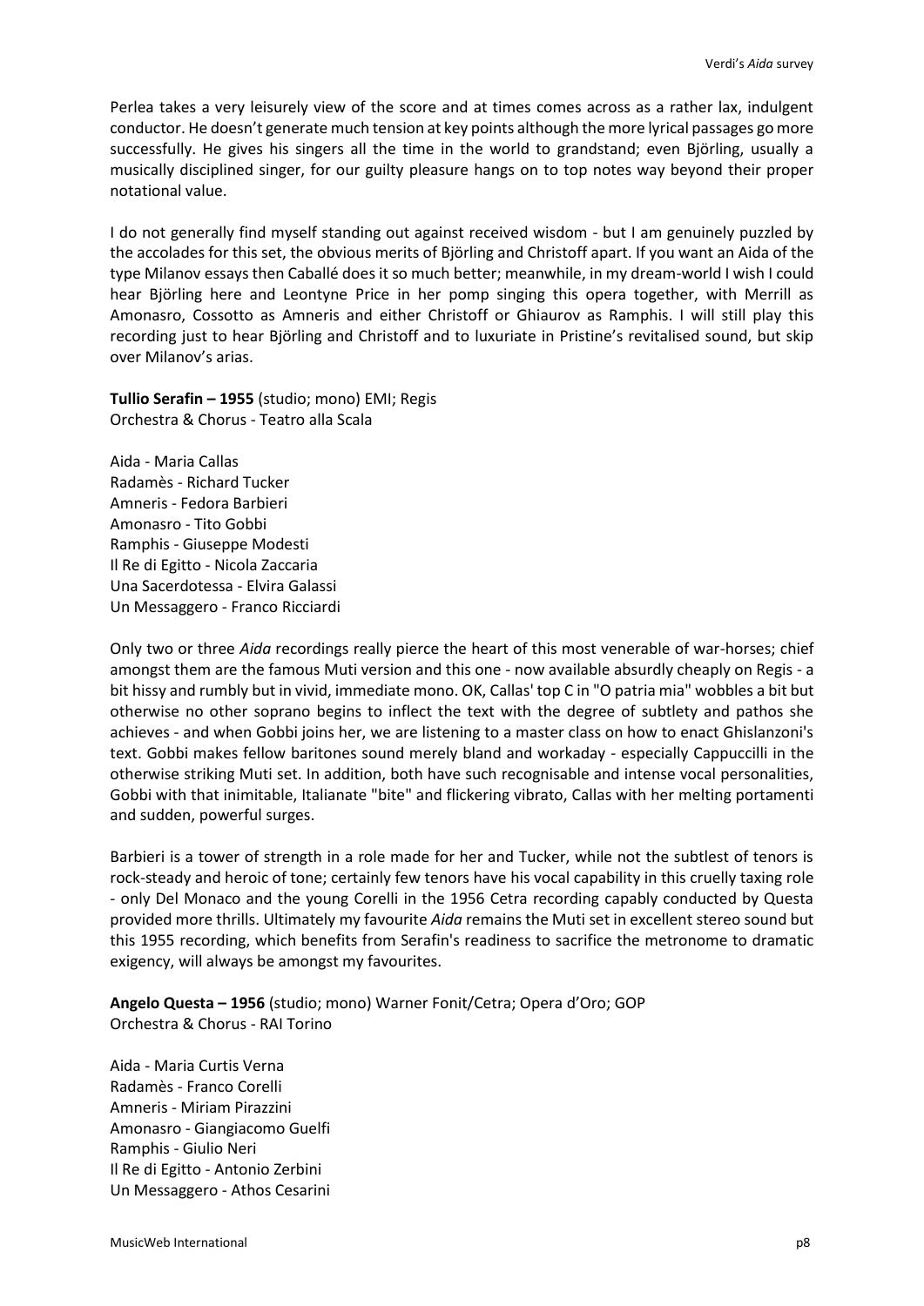Perlea takes a very leisurely view of the score and at times comes across as a rather lax, indulgent conductor. He doesn't generate much tension at key points although the more lyrical passages go more successfully. He gives his singers all the time in the world to grandstand; even Björling, usually a musically disciplined singer, for our guilty pleasure hangs on to top notes way beyond their proper notational value.

I do not generally find myself standing out against received wisdom - but I am genuinely puzzled by the accolades for this set, the obvious merits of Björling and Christoff apart. If you want an Aida of the type Milanov essays then Caballé does it so much better; meanwhile, in my dream-world I wish I could hear Björling here and Leontyne Price in her pomp singing this opera together, with Merrill as Amonasro, Cossotto as Amneris and either Christoff or Ghiaurov as Ramphis. I will still play this recording just to hear Björling and Christoff and to luxuriate in Pristine's revitalised sound, but skip over Milanov's arias.

**Tullio Serafin – 1955** (studio; mono) EMI; Regis
Orchestra & Chorus - Teatro alla Scala

Aida - Maria Callas
Radamès - Richard Tucker
Amneris - Fedora Barbieri
Amonasro - Tito Gobbi
Ramphis - Giuseppe Modesti
Il Re di Egitto - Nicola Zaccaria
Una Sacerdotessa - Elvira Galassi
Un Messaggero - Franco Ricciardi

Only two or three *Aida* recordings really pierce the heart of this most venerable of war-horses; chief amongst them are the famous Muti version and this one - now available absurdly cheaply on Regis - a bit hissy and rumbly but in vivid, immediate mono. OK, Callas' top C in "O patria mia" wobbles a bit but otherwise no other soprano begins to inflect the text with the degree of subtlety and pathos she achieves - and when Gobbi joins her, we are listening to a master class on how to enact Ghislanzoni's text. Gobbi makes fellow baritones sound merely bland and workaday - especially Cappuccilli in the otherwise striking Muti set. In addition, both have such recognisable and intense vocal personalities, Gobbi with that inimitable, Italianate "bite" and flickering vibrato, Callas with her melting portamenti and sudden, powerful surges.

Barbieri is a tower of strength in a role made for her and Tucker, while not the subtlest of tenors is rock-steady and heroic of tone; certainly few tenors have his vocal capability in this cruelly taxing role - only Del Monaco and the young Corelli in the 1956 Cetra recording capably conducted by Questa provided more thrills. Ultimately my favourite *Aida* remains the Muti set in excellent stereo sound but this 1955 recording, which benefits from Serafin's readiness to sacrifice the metronome to dramatic exigency, will always be amongst my favourites.

**Angelo Questa – 1956** (studio; mono) Warner Fonit/Cetra; Opera d'Oro; GOP
Orchestra & Chorus - RAI Torino

Aida - Maria Curtis Verna
Radamès - Franco Corelli
Amneris - Miriam Pirazzini
Amonasro - Giangiacomo Guelfi
Ramphis - Giulio Neri
Il Re di Egitto - Antonio Zerbini
Un Messaggero - Athos Cesarini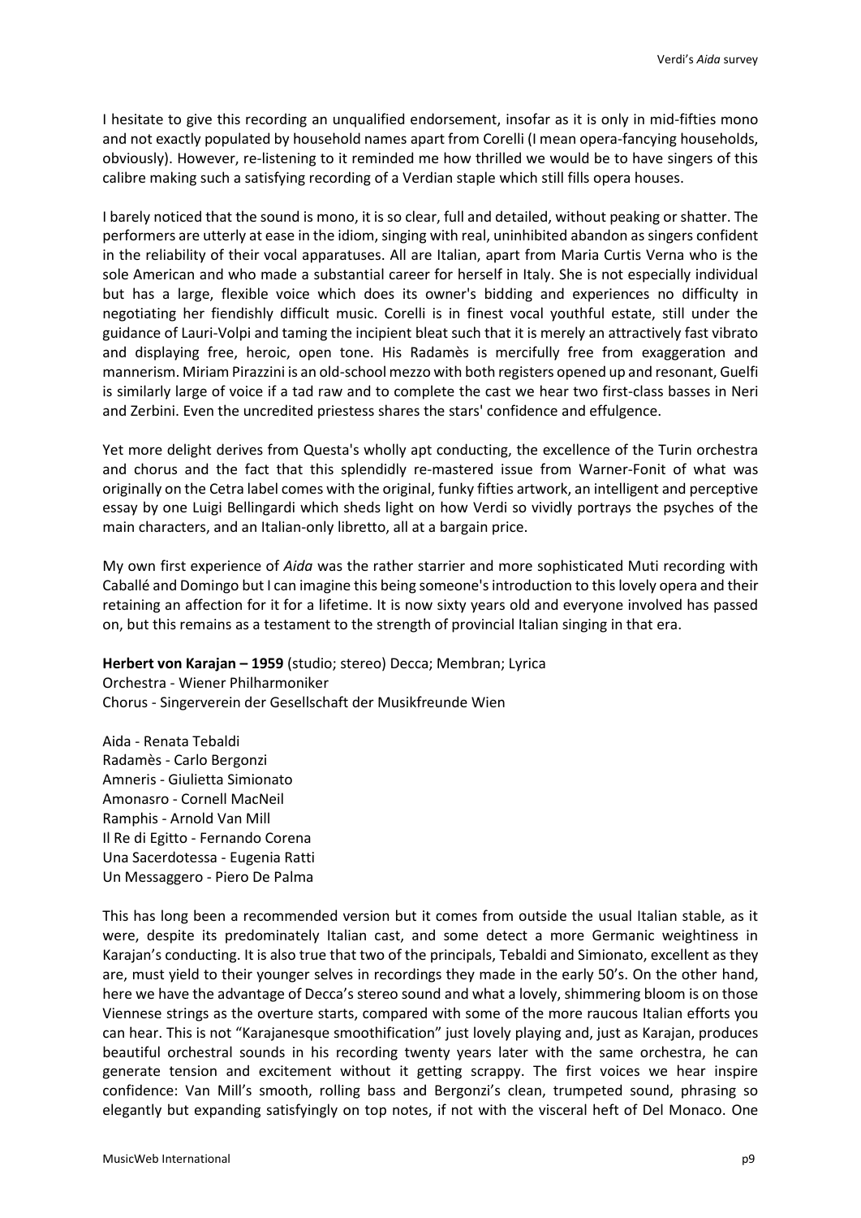I hesitate to give this recording an unqualified endorsement, insofar as it is only in mid-fifties mono and not exactly populated by household names apart from Corelli (I mean opera-fancying households, obviously). However, re-listening to it reminded me how thrilled we would be to have singers of this calibre making such a satisfying recording of a Verdian staple which still fills opera houses.

I barely noticed that the sound is mono, it is so clear, full and detailed, without peaking or shatter. The performers are utterly at ease in the idiom, singing with real, uninhibited abandon as singers confident in the reliability of their vocal apparatuses. All are Italian, apart from Maria Curtis Verna who is the sole American and who made a substantial career for herself in Italy. She is not especially individual but has a large, flexible voice which does its owner's bidding and experiences no difficulty in negotiating her fiendishly difficult music. Corelli is in finest vocal youthful estate, still under the guidance of Lauri-Volpi and taming the incipient bleat such that it is merely an attractively fast vibrato and displaying free, heroic, open tone. His Radamès is mercifully free from exaggeration and mannerism. Miriam Pirazzini is an old-school mezzo with both registers opened up and resonant, Guelfi is similarly large of voice if a tad raw and to complete the cast we hear two first-class basses in Neri and Zerbini. Even the uncredited priestess shares the stars' confidence and effulgence.

Yet more delight derives from Questa's wholly apt conducting, the excellence of the Turin orchestra and chorus and the fact that this splendidly re-mastered issue from Warner-Fonit of what was originally on the Cetra label comes with the original, funky fifties artwork, an intelligent and perceptive essay by one Luigi Bellingardi which sheds light on how Verdi so vividly portrays the psyches of the main characters, and an Italian-only libretto, all at a bargain price.

My own first experience of *Aida* was the rather starrier and more sophisticated Muti recording with Caballé and Domingo but I can imagine this being someone's introduction to this lovely opera and their retaining an affection for it for a lifetime. It is now sixty years old and everyone involved has passed on, but this remains as a testament to the strength of provincial Italian singing in that era.

**Herbert von Karajan – 1959** (studio; stereo) Decca; Membran; Lyrica
Orchestra - Wiener Philharmoniker
Chorus - Singerverein der Gesellschaft der Musikfreunde Wien

Aida - Renata Tebaldi
Radamès - Carlo Bergonzi
Amneris - Giulietta Simionato
Amonasro - Cornell MacNeil
Ramphis - Arnold Van Mill
Il Re di Egitto - Fernando Corena
Una Sacerdotessa - Eugenia Ratti
Un Messaggero - Piero De Palma

This has long been a recommended version but it comes from outside the usual Italian stable, as it were, despite its predominately Italian cast, and some detect a more Germanic weightiness in Karajan's conducting. It is also true that two of the principals, Tebaldi and Simionato, excellent as they are, must yield to their younger selves in recordings they made in the early 50's. On the other hand, here we have the advantage of Decca's stereo sound and what a lovely, shimmering bloom is on those Viennese strings as the overture starts, compared with some of the more raucous Italian efforts you can hear. This is not "Karajanesque smoothification" just lovely playing and, just as Karajan, produces beautiful orchestral sounds in his recording twenty years later with the same orchestra, he can generate tension and excitement without it getting scrappy. The first voices we hear inspire confidence: Van Mill's smooth, rolling bass and Bergonzi's clean, trumpeted sound, phrasing so elegantly but expanding satisfyingly on top notes, if not with the visceral heft of Del Monaco. One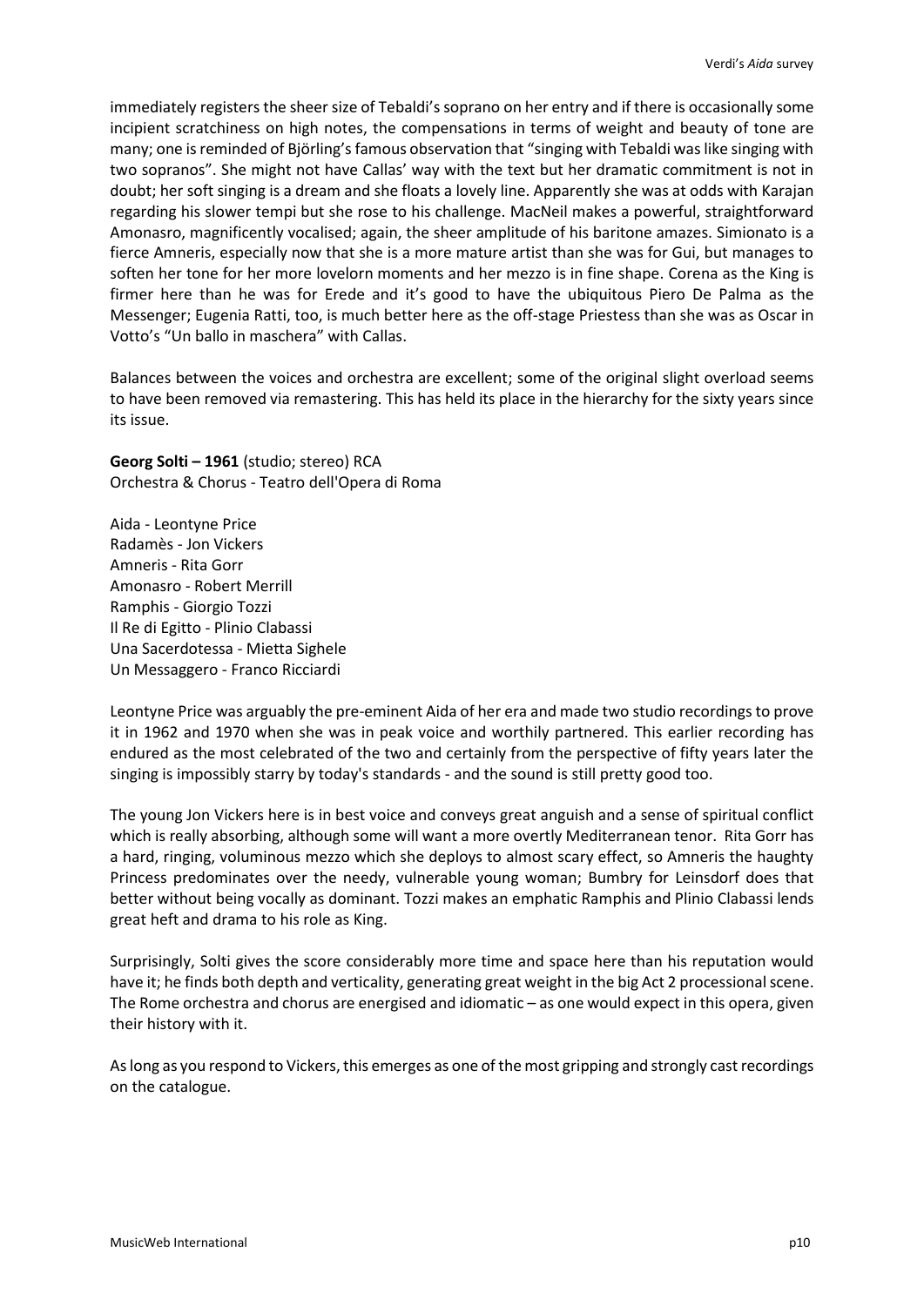immediately registers the sheer size of Tebaldi's soprano on her entry and if there is occasionally some incipient scratchiness on high notes, the compensations in terms of weight and beauty of tone are many; one is reminded of Björling's famous observation that "singing with Tebaldi was like singing with two sopranos". She might not have Callas' way with the text but her dramatic commitment is not in doubt; her soft singing is a dream and she floats a lovely line. Apparently she was at odds with Karajan regarding his slower tempi but she rose to his challenge. MacNeil makes a powerful, straightforward Amonasro, magnificently vocalised; again, the sheer amplitude of his baritone amazes. Simionato is a fierce Amneris, especially now that she is a more mature artist than she was for Gui, but manages to soften her tone for her more lovelorn moments and her mezzo is in fine shape. Corena as the King is firmer here than he was for Erede and it's good to have the ubiquitous Piero De Palma as the Messenger; Eugenia Ratti, too, is much better here as the off-stage Priestess than she was as Oscar in Votto's "Un ballo in maschera" with Callas.

Balances between the voices and orchestra are excellent; some of the original slight overload seems to have been removed via remastering. This has held its place in the hierarchy for the sixty years since its issue.

**Georg Solti – 1961** (studio; stereo) RCA
Orchestra & Chorus - Teatro dell'Opera di Roma

Aida - Leontyne Price
Radamès - Jon Vickers
Amneris - Rita Gorr
Amonasro - Robert Merrill
Ramphis - Giorgio Tozzi
Il Re di Egitto - Plinio Clabassi
Una Sacerdotessa - Mietta Sighele
Un Messaggero - Franco Ricciardi

Leontyne Price was arguably the pre-eminent Aida of her era and made two studio recordings to prove it in 1962 and 1970 when she was in peak voice and worthily partnered. This earlier recording has endured as the most celebrated of the two and certainly from the perspective of fifty years later the singing is impossibly starry by today's standards - and the sound is still pretty good too.

The young Jon Vickers here is in best voice and conveys great anguish and a sense of spiritual conflict which is really absorbing, although some will want a more overtly Mediterranean tenor. Rita Gorr has a hard, ringing, voluminous mezzo which she deploys to almost scary effect, so Amneris the haughty Princess predominates over the needy, vulnerable young woman; Bumbry for Leinsdorf does that better without being vocally as dominant. Tozzi makes an emphatic Ramphis and Plinio Clabassi lends great heft and drama to his role as King.

Surprisingly, Solti gives the score considerably more time and space here than his reputation would have it; he finds both depth and verticality, generating great weight in the big Act 2 processional scene. The Rome orchestra and chorus are energised and idiomatic – as one would expect in this opera, given their history with it.

As long as you respond to Vickers, this emerges as one of the most gripping and strongly cast recordings on the catalogue.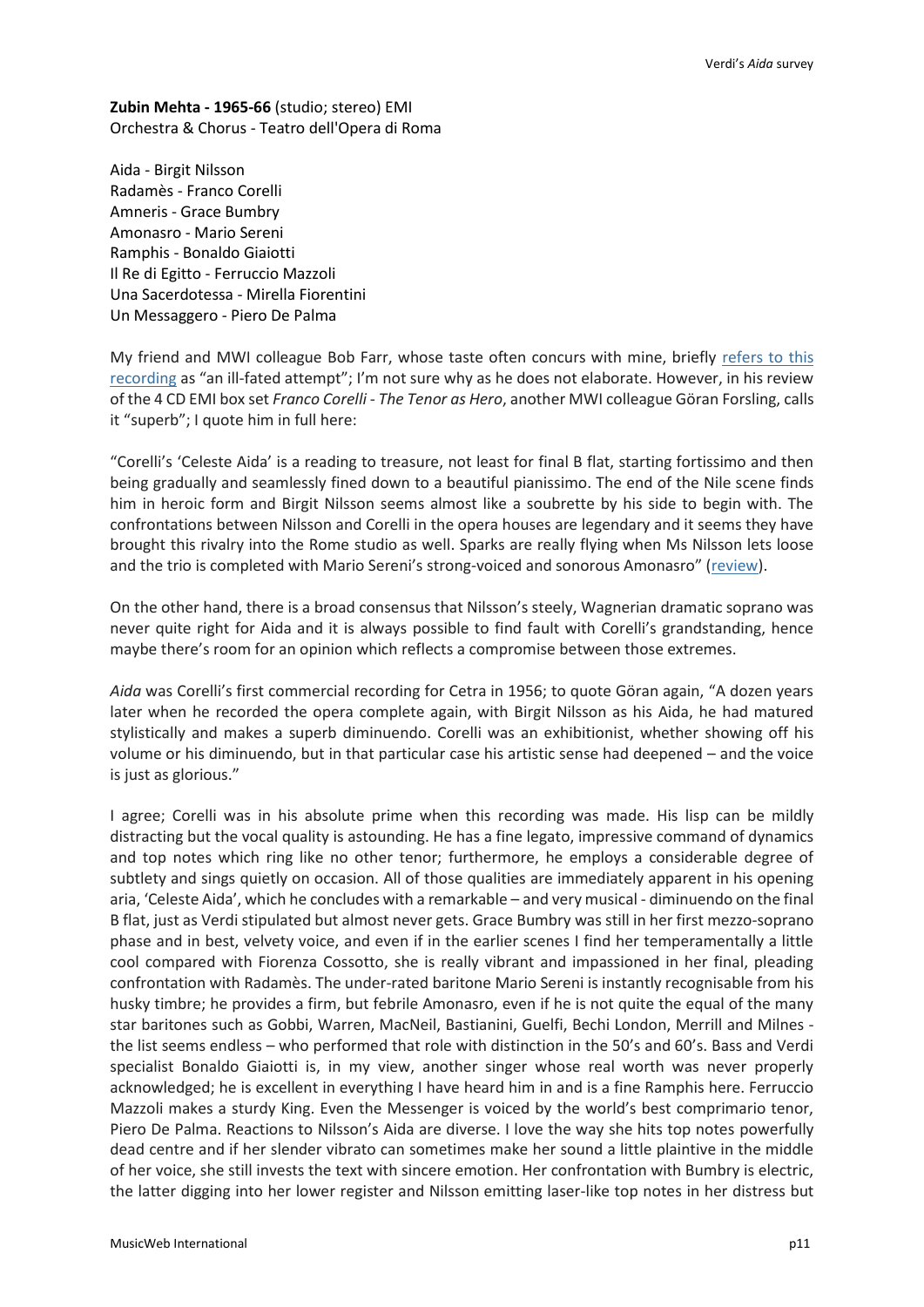**Zubin Mehta - 1965-66** (studio; stereo) EMI
Orchestra & Chorus - Teatro dell'Opera di Roma

Aida - Birgit Nilsson
Radamès - Franco Corelli
Amneris - Grace Bumbry
Amonasro - Mario Sereni
Ramphis - Bonaldo Giaiotti
Il Re di Egitto - Ferruccio Mazzoli
Una Sacerdotessa - Mirella Fiorentini
Un Messaggero - Piero De Palma

My friend and MWI colleague Bob Farr, whose taste often concurs with mine, briefly refers to this recording as "an ill-fated attempt"; I'm not sure why as he does not elaborate. However, in his review of the 4 CD EMI box set *Franco Corelli - The Tenor as Hero*, another MWI colleague Göran Forsling, calls it "superb"; I quote him in full here:

"Corelli's 'Celeste Aida' is a reading to treasure, not least for final B flat, starting fortissimo and then being gradually and seamlessly fined down to a beautiful pianissimo. The end of the Nile scene finds him in heroic form and Birgit Nilsson seems almost like a soubrette by his side to begin with. The confrontations between Nilsson and Corelli in the opera houses are legendary and it seems they have brought this rivalry into the Rome studio as well. Sparks are really flying when Ms Nilsson lets loose and the trio is completed with Mario Sereni's strong-voiced and sonorous Amonasro" (review).

On the other hand, there is a broad consensus that Nilsson's steely, Wagnerian dramatic soprano was never quite right for Aida and it is always possible to find fault with Corelli's grandstanding, hence maybe there's room for an opinion which reflects a compromise between those extremes.

*Aida* was Corelli's first commercial recording for Cetra in 1956; to quote Göran again, "A dozen years later when he recorded the opera complete again, with Birgit Nilsson as his Aida, he had matured stylistically and makes a superb diminuendo. Corelli was an exhibitionist, whether showing off his volume or his diminuendo, but in that particular case his artistic sense had deepened – and the voice is just as glorious."

I agree; Corelli was in his absolute prime when this recording was made. His lisp can be mildly distracting but the vocal quality is astounding. He has a fine legato, impressive command of dynamics and top notes which ring like no other tenor; furthermore, he employs a considerable degree of subtlety and sings quietly on occasion. All of those qualities are immediately apparent in his opening aria, 'Celeste Aida', which he concludes with a remarkable – and very musical - diminuendo on the final B flat, just as Verdi stipulated but almost never gets. Grace Bumbry was still in her first mezzo-soprano phase and in best, velvety voice, and even if in the earlier scenes I find her temperamentally a little cool compared with Fiorenza Cossotto, she is really vibrant and impassioned in her final, pleading confrontation with Radamès. The under-rated baritone Mario Sereni is instantly recognisable from his husky timbre; he provides a firm, but febrile Amonasro, even if he is not quite the equal of the many star baritones such as Gobbi, Warren, MacNeil, Bastianini, Guelfi, Bechi London, Merrill and Milnes - the list seems endless – who performed that role with distinction in the 50's and 60's. Bass and Verdi specialist Bonaldo Giaiotti is, in my view, another singer whose real worth was never properly acknowledged; he is excellent in everything I have heard him in and is a fine Ramphis here. Ferruccio Mazzoli makes a sturdy King. Even the Messenger is voiced by the world's best comprimario tenor, Piero De Palma. Reactions to Nilsson's Aida are diverse. I love the way she hits top notes powerfully dead centre and if her slender vibrato can sometimes make her sound a little plaintive in the middle of her voice, she still invests the text with sincere emotion. Her confrontation with Bumbry is electric, the latter digging into her lower register and Nilsson emitting laser-like top notes in her distress but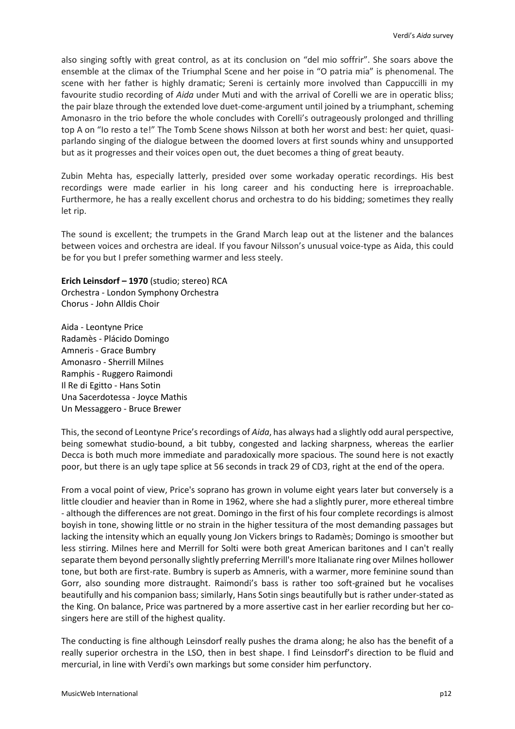also singing softly with great control, as at its conclusion on "del mio soffrir". She soars above the ensemble at the climax of the Triumphal Scene and her poise in "O patria mia" is phenomenal. The scene with her father is highly dramatic; Sereni is certainly more involved than Cappuccilli in my favourite studio recording of *Aida* under Muti and with the arrival of Corelli we are in operatic bliss; the pair blaze through the extended love duet-come-argument until joined by a triumphant, scheming Amonasro in the trio before the whole concludes with Corelli's outrageously prolonged and thrilling top A on "Io resto a te!" The Tomb Scene shows Nilsson at both her worst and best: her quiet, quasi-parlando singing of the dialogue between the doomed lovers at first sounds whiny and unsupported but as it progresses and their voices open out, the duet becomes a thing of great beauty.

Zubin Mehta has, especially latterly, presided over some workaday operatic recordings. His best recordings were made earlier in his long career and his conducting here is irreproachable. Furthermore, he has a really excellent chorus and orchestra to do his bidding; sometimes they really let rip.

The sound is excellent; the trumpets in the Grand March leap out at the listener and the balances between voices and orchestra are ideal. If you favour Nilsson's unusual voice-type as Aida, this could be for you but I prefer something warmer and less steely.

**Erich Leinsdorf – 1970** (studio; stereo) RCA
Orchestra - London Symphony Orchestra
Chorus - John Alldis Choir

Aida - Leontyne Price
Radamès - Plácido Domingo
Amneris - Grace Bumbry
Amonasro - Sherrill Milnes
Ramphis - Ruggero Raimondi
Il Re di Egitto - Hans Sotin
Una Sacerdotessa - Joyce Mathis
Un Messaggero - Bruce Brewer

This, the second of Leontyne Price's recordings of *Aida*, has always had a slightly odd aural perspective, being somewhat studio-bound, a bit tubby, congested and lacking sharpness, whereas the earlier Decca is both much more immediate and paradoxically more spacious. The sound here is not exactly poor, but there is an ugly tape splice at 56 seconds in track 29 of CD3, right at the end of the opera.

From a vocal point of view, Price's soprano has grown in volume eight years later but conversely is a little cloudier and heavier than in Rome in 1962, where she had a slightly purer, more ethereal timbre - although the differences are not great. Domingo in the first of his four complete recordings is almost boyish in tone, showing little or no strain in the higher tessitura of the most demanding passages but lacking the intensity which an equally young Jon Vickers brings to Radamès; Domingo is smoother but less stirring. Milnes here and Merrill for Solti were both great American baritones and I can't really separate them beyond personally slightly preferring Merrill's more Italianate ring over Milnes hollower tone, but both are first-rate. Bumbry is superb as Amneris, with a warmer, more feminine sound than Gorr, also sounding more distraught. Raimondi's bass is rather too soft-grained but he vocalises beautifully and his companion bass; similarly, Hans Sotin sings beautifully but is rather under-stated as the King. On balance, Price was partnered by a more assertive cast in her earlier recording but her co-singers here are still of the highest quality.

The conducting is fine although Leinsdorf really pushes the drama along; he also has the benefit of a really superior orchestra in the LSO, then in best shape. I find Leinsdorf's direction to be fluid and mercurial, in line with Verdi's own markings but some consider him perfunctory.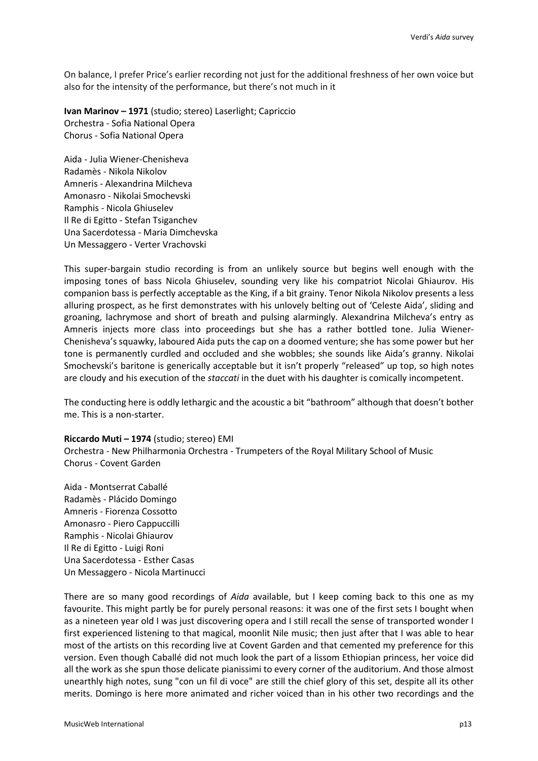On balance, I prefer Price's earlier recording not just for the additional freshness of her own voice but also for the intensity of the performance, but there's not much in it

**Ivan Marinov – 1971** (studio; stereo) Laserlight; Capriccio
Orchestra - Sofia National Opera
Chorus - Sofia National Opera

Aida - Julia Wiener-Chenisheva
Radamès - Nikola Nikolov
Amneris - Alexandrina Milcheva
Amonasro - Nikolai Smochevski
Ramphis - Nicola Ghiuselev
Il Re di Egitto - Stefan Tsiganchev
Una Sacerdotessa - Maria Dimchevska
Un Messaggero - Verter Vrachovski

This super-bargain studio recording is from an unlikely source but begins well enough with the imposing tones of bass Nicola Ghiuselev, sounding very like his compatriot Nicolai Ghiaurov. His companion bass is perfectly acceptable as the King, if a bit grainy. Tenor Nikola Nikolov presents a less alluring prospect, as he first demonstrates with his unlovely belting out of 'Celeste Aida', sliding and groaning, lachrymose and short of breath and pulsing alarmingly. Alexandrina Milcheva's entry as Amneris injects more class into proceedings but she has a rather bottled tone. Julia Wiener-Chenisheva's squawky, laboured Aida puts the cap on a doomed venture; she has some power but her tone is permanently curdled and occluded and she wobbles; she sounds like Aida's granny. Nikolai Smochevski's baritone is generically acceptable but it isn't properly "released" up top, so high notes are cloudy and his execution of the *staccati* in the duet with his daughter is comically incompetent.

The conducting here is oddly lethargic and the acoustic a bit "bathroom" although that doesn't bother me. This is a non-starter.

**Riccardo Muti – 1974** (studio; stereo) EMI
Orchestra - New Philharmonia Orchestra - Trumpeters of the Royal Military School of Music
Chorus - Covent Garden

Aida - Montserrat Caballé
Radamès - Plácido Domingo
Amneris - Fiorenza Cossotto
Amonasro - Piero Cappuccilli
Ramphis - Nicolai Ghiaurov
Il Re di Egitto - Luigi Roni
Una Sacerdotessa - Esther Casas
Un Messaggero - Nicola Martinucci

There are so many good recordings of *Aida* available, but I keep coming back to this one as my favourite. This might partly be for purely personal reasons: it was one of the first sets I bought when as a nineteen year old I was just discovering opera and I still recall the sense of transported wonder I first experienced listening to that magical, moonlit Nile music; then just after that I was able to hear most of the artists on this recording live at Covent Garden and that cemented my preference for this version. Even though Caballé did not much look the part of a lissom Ethiopian princess, her voice did all the work as she spun those delicate pianissimi to every corner of the auditorium. And those almost unearthly high notes, sung "con un fil di voce" are still the chief glory of this set, despite all its other merits. Domingo is here more animated and richer voiced than in his other two recordings and the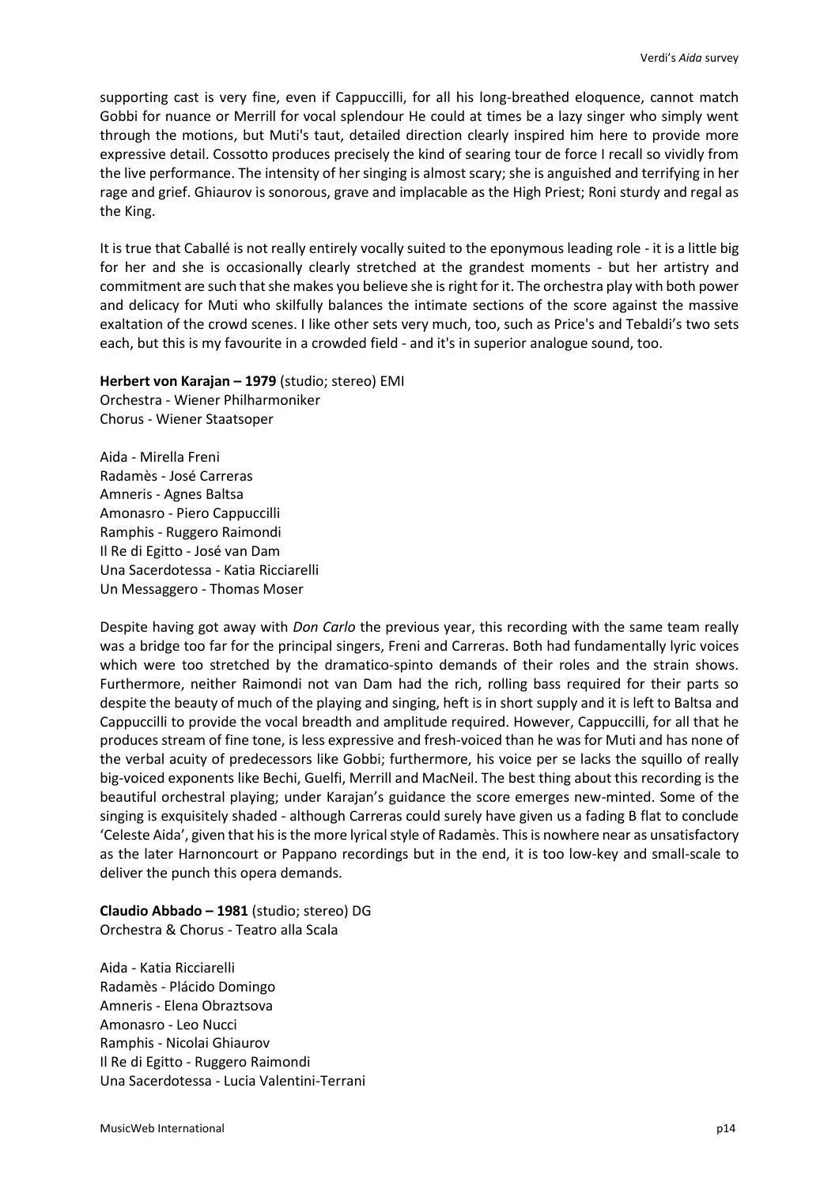supporting cast is very fine, even if Cappuccilli, for all his long-breathed eloquence, cannot match Gobbi for nuance or Merrill for vocal splendour He could at times be a lazy singer who simply went through the motions, but Muti's taut, detailed direction clearly inspired him here to provide more expressive detail. Cossotto produces precisely the kind of searing tour de force I recall so vividly from the live performance. The intensity of her singing is almost scary; she is anguished and terrifying in her rage and grief. Ghiaurov is sonorous, grave and implacable as the High Priest; Roni sturdy and regal as the King.

It is true that Caballé is not really entirely vocally suited to the eponymous leading role - it is a little big for her and she is occasionally clearly stretched at the grandest moments - but her artistry and commitment are such that she makes you believe she is right for it. The orchestra play with both power and delicacy for Muti who skilfully balances the intimate sections of the score against the massive exaltation of the crowd scenes. I like other sets very much, too, such as Price's and Tebaldi's two sets each, but this is my favourite in a crowded field - and it's in superior analogue sound, too.

**Herbert von Karajan – 1979** (studio; stereo) EMI
Orchestra - Wiener Philharmoniker
Chorus - Wiener Staatsoper

Aida - Mirella Freni
Radamès - José Carreras
Amneris - Agnes Baltsa
Amonasro - Piero Cappuccilli
Ramphis - Ruggero Raimondi
Il Re di Egitto - José van Dam
Una Sacerdotessa - Katia Ricciarelli
Un Messaggero - Thomas Moser

Despite having got away with *Don Carlo* the previous year, this recording with the same team really was a bridge too far for the principal singers, Freni and Carreras. Both had fundamentally lyric voices which were too stretched by the dramatico-spinto demands of their roles and the strain shows. Furthermore, neither Raimondi not van Dam had the rich, rolling bass required for their parts so despite the beauty of much of the playing and singing, heft is in short supply and it is left to Baltsa and Cappuccilli to provide the vocal breadth and amplitude required. However, Cappuccilli, for all that he produces stream of fine tone, is less expressive and fresh-voiced than he was for Muti and has none of the verbal acuity of predecessors like Gobbi; furthermore, his voice per se lacks the squillo of really big-voiced exponents like Bechi, Guelfi, Merrill and MacNeil. The best thing about this recording is the beautiful orchestral playing; under Karajan's guidance the score emerges new-minted. Some of the singing is exquisitely shaded - although Carreras could surely have given us a fading B flat to conclude 'Celeste Aida', given that his is the more lyrical style of Radamès. This is nowhere near as unsatisfactory as the later Harnoncourt or Pappano recordings but in the end, it is too low-key and small-scale to deliver the punch this opera demands.

**Claudio Abbado – 1981** (studio; stereo) DG
Orchestra & Chorus - Teatro alla Scala

Aida - Katia Ricciarelli
Radamès - Plácido Domingo
Amneris - Elena Obraztsova
Amonasro - Leo Nucci
Ramphis - Nicolai Ghiaurov
Il Re di Egitto - Ruggero Raimondi
Una Sacerdotessa - Lucia Valentini-Terrani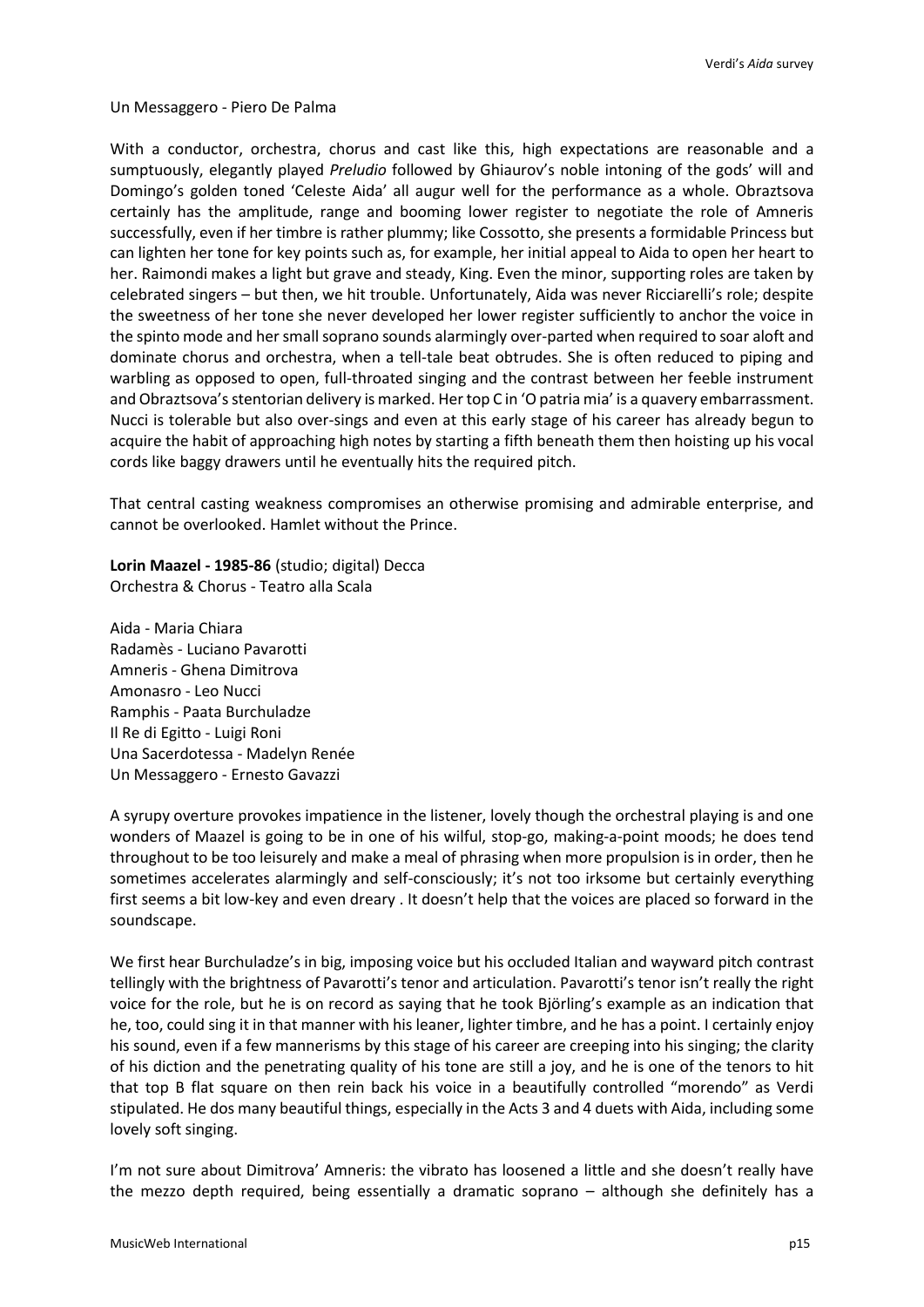Un Messaggero - Piero De Palma

With a conductor, orchestra, chorus and cast like this, high expectations are reasonable and a sumptuously, elegantly played *Preludio* followed by Ghiaurov's noble intoning of the gods' will and Domingo's golden toned 'Celeste Aida' all augur well for the performance as a whole. Obraztsova certainly has the amplitude, range and booming lower register to negotiate the role of Amneris successfully, even if her timbre is rather plummy; like Cossotto, she presents a formidable Princess but can lighten her tone for key points such as, for example, her initial appeal to Aida to open her heart to her. Raimondi makes a light but grave and steady, King. Even the minor, supporting roles are taken by celebrated singers – but then, we hit trouble. Unfortunately, Aida was never Ricciarelli's role; despite the sweetness of her tone she never developed her lower register sufficiently to anchor the voice in the spinto mode and her small soprano sounds alarmingly over-parted when required to soar aloft and dominate chorus and orchestra, when a tell-tale beat obtrudes. She is often reduced to piping and warbling as opposed to open, full-throated singing and the contrast between her feeble instrument and Obraztsova's stentorian delivery is marked. Her top C in 'O patria mia' is a quavery embarrassment. Nucci is tolerable but also over-sings and even at this early stage of his career has already begun to acquire the habit of approaching high notes by starting a fifth beneath them then hoisting up his vocal cords like baggy drawers until he eventually hits the required pitch.

That central casting weakness compromises an otherwise promising and admirable enterprise, and cannot be overlooked. Hamlet without the Prince.

**Lorin Maazel - 1985-86** (studio; digital) Decca
Orchestra & Chorus - Teatro alla Scala

Aida - Maria Chiara
Radamès - Luciano Pavarotti
Amneris - Ghena Dimitrova
Amonasro - Leo Nucci
Ramphis - Paata Burchuladze
Il Re di Egitto - Luigi Roni
Una Sacerdotessa - Madelyn Renée
Un Messaggero - Ernesto Gavazzi

A syrupy overture provokes impatience in the listener, lovely though the orchestral playing is and one wonders of Maazel is going to be in one of his wilful, stop-go, making-a-point moods; he does tend throughout to be too leisurely and make a meal of phrasing when more propulsion is in order, then he sometimes accelerates alarmingly and self-consciously; it's not too irksome but certainly everything first seems a bit low-key and even dreary . It doesn't help that the voices are placed so forward in the soundscape.

We first hear Burchuladze's in big, imposing voice but his occluded Italian and wayward pitch contrast tellingly with the brightness of Pavarotti's tenor and articulation. Pavarotti's tenor isn't really the right voice for the role, but he is on record as saying that he took Björling's example as an indication that he, too, could sing it in that manner with his leaner, lighter timbre, and he has a point. I certainly enjoy his sound, even if a few mannerisms by this stage of his career are creeping into his singing; the clarity of his diction and the penetrating quality of his tone are still a joy, and he is one of the tenors to hit that top B flat square on then rein back his voice in a beautifully controlled "morendo" as Verdi stipulated. He dos many beautiful things, especially in the Acts 3 and 4 duets with Aida, including some lovely soft singing.

I'm not sure about Dimitrova' Amneris: the vibrato has loosened a little and she doesn't really have the mezzo depth required, being essentially a dramatic soprano – although she definitely has a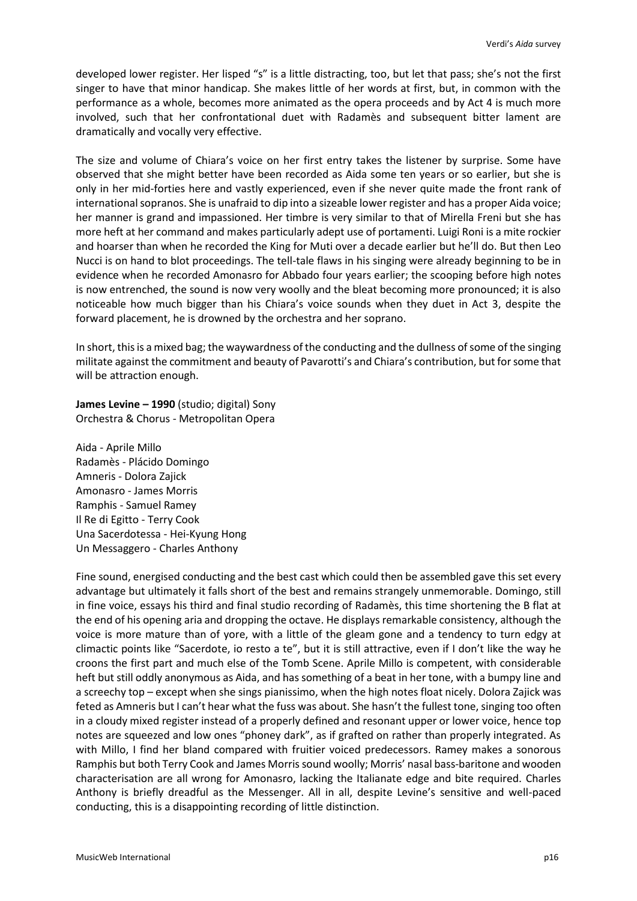developed lower register. Her lisped "s" is a little distracting, too, but let that pass; she's not the first singer to have that minor handicap. She makes little of her words at first, but, in common with the performance as a whole, becomes more animated as the opera proceeds and by Act 4 is much more involved, such that her confrontational duet with Radamès and subsequent bitter lament are dramatically and vocally very effective.

The size and volume of Chiara's voice on her first entry takes the listener by surprise. Some have observed that she might better have been recorded as Aida some ten years or so earlier, but she is only in her mid-forties here and vastly experienced, even if she never quite made the front rank of international sopranos. She is unafraid to dip into a sizeable lower register and has a proper Aida voice; her manner is grand and impassioned. Her timbre is very similar to that of Mirella Freni but she has more heft at her command and makes particularly adept use of portamenti. Luigi Roni is a mite rockier and hoarser than when he recorded the King for Muti over a decade earlier but he'll do. But then Leo Nucci is on hand to blot proceedings. The tell-tale flaws in his singing were already beginning to be in evidence when he recorded Amonasro for Abbado four years earlier; the scooping before high notes is now entrenched, the sound is now very woolly and the bleat becoming more pronounced; it is also noticeable how much bigger than his Chiara's voice sounds when they duet in Act 3, despite the forward placement, he is drowned by the orchestra and her soprano.

In short, this is a mixed bag; the waywardness of the conducting and the dullness of some of the singing militate against the commitment and beauty of Pavarotti's and Chiara's contribution, but for some that will be attraction enough.

**James Levine – 1990** (studio; digital) Sony
Orchestra & Chorus - Metropolitan Opera

Aida - Aprile Millo
Radamès - Plácido Domingo
Amneris - Dolora Zajick
Amonasro - James Morris
Ramphis - Samuel Ramey
Il Re di Egitto - Terry Cook
Una Sacerdotessa - Hei-Kyung Hong
Un Messaggero - Charles Anthony

Fine sound, energised conducting and the best cast which could then be assembled gave this set every advantage but ultimately it falls short of the best and remains strangely unmemorable. Domingo, still in fine voice, essays his third and final studio recording of Radamès, this time shortening the B flat at the end of his opening aria and dropping the octave. He displays remarkable consistency, although the voice is more mature than of yore, with a little of the gleam gone and a tendency to turn edgy at climactic points like "Sacerdote, io resto a te", but it is still attractive, even if I don't like the way he croons the first part and much else of the Tomb Scene. Aprile Millo is competent, with considerable heft but still oddly anonymous as Aida, and has something of a beat in her tone, with a bumpy line and a screechy top – except when she sings pianissimo, when the high notes float nicely. Dolora Zajick was feted as Amneris but I can't hear what the fuss was about. She hasn't the fullest tone, singing too often in a cloudy mixed register instead of a properly defined and resonant upper or lower voice, hence top notes are squeezed and low ones "phoney dark", as if grafted on rather than properly integrated. As with Millo, I find her bland compared with fruitier voiced predecessors. Ramey makes a sonorous Ramphis but both Terry Cook and James Morris sound woolly; Morris' nasal bass-baritone and wooden characterisation are all wrong for Amonasro, lacking the Italianate edge and bite required. Charles Anthony is briefly dreadful as the Messenger. All in all, despite Levine's sensitive and well-paced conducting, this is a disappointing recording of little distinction.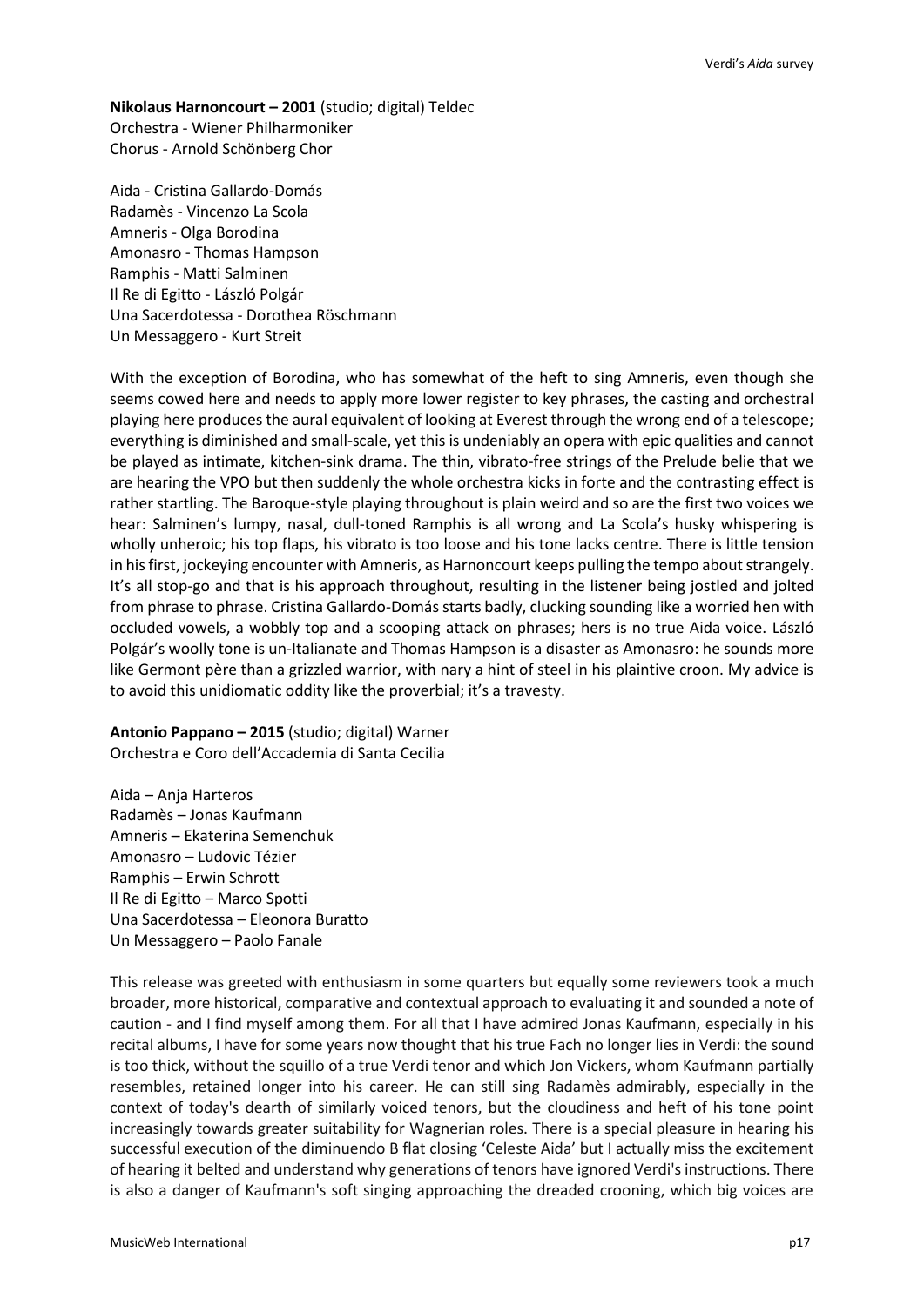**Nikolaus Harnoncourt – 2001** (studio; digital) Teldec
Orchestra - Wiener Philharmoniker
Chorus - Arnold Schönberg Chor

Aida - Cristina Gallardo-Domás
Radamès - Vincenzo La Scola
Amneris - Olga Borodina
Amonasro - Thomas Hampson
Ramphis - Matti Salminen
Il Re di Egitto - László Polgár
Una Sacerdotessa - Dorothea Röschmann
Un Messaggero - Kurt Streit

With the exception of Borodina, who has somewhat of the heft to sing Amneris, even though she seems cowed here and needs to apply more lower register to key phrases, the casting and orchestral playing here produces the aural equivalent of looking at Everest through the wrong end of a telescope; everything is diminished and small-scale, yet this is undeniably an opera with epic qualities and cannot be played as intimate, kitchen-sink drama. The thin, vibrato-free strings of the Prelude belie that we are hearing the VPO but then suddenly the whole orchestra kicks in forte and the contrasting effect is rather startling. The Baroque-style playing throughout is plain weird and so are the first two voices we hear: Salminen's lumpy, nasal, dull-toned Ramphis is all wrong and La Scola's husky whispering is wholly unheroic; his top flaps, his vibrato is too loose and his tone lacks centre. There is little tension in his first, jockeying encounter with Amneris, as Harnoncourt keeps pulling the tempo about strangely. It's all stop-go and that is his approach throughout, resulting in the listener being jostled and jolted from phrase to phrase. Cristina Gallardo-Domás starts badly, clucking sounding like a worried hen with occluded vowels, a wobbly top and a scooping attack on phrases; hers is no true Aida voice. László Polgár's woolly tone is un-Italianate and Thomas Hampson is a disaster as Amonasro: he sounds more like Germont père than a grizzled warrior, with nary a hint of steel in his plaintive croon. My advice is to avoid this unidiomatic oddity like the proverbial; it's a travesty.

**Antonio Pappano – 2015** (studio; digital) Warner
Orchestra e Coro dell'Accademia di Santa Cecilia

Aida – Anja Harteros
Radamès – Jonas Kaufmann
Amneris – Ekaterina Semenchuk
Amonasro – Ludovic Tézier
Ramphis – Erwin Schrott
Il Re di Egitto – Marco Spotti
Una Sacerdotessa – Eleonora Buratto
Un Messaggero – Paolo Fanale

This release was greeted with enthusiasm in some quarters but equally some reviewers took a much broader, more historical, comparative and contextual approach to evaluating it and sounded a note of caution - and I find myself among them. For all that I have admired Jonas Kaufmann, especially in his recital albums, I have for some years now thought that his true Fach no longer lies in Verdi: the sound is too thick, without the squillo of a true Verdi tenor and which Jon Vickers, whom Kaufmann partially resembles, retained longer into his career. He can still sing Radamès admirably, especially in the context of today's dearth of similarly voiced tenors, but the cloudiness and heft of his tone point increasingly towards greater suitability for Wagnerian roles. There is a special pleasure in hearing his successful execution of the diminuendo B flat closing 'Celeste Aida' but I actually miss the excitement of hearing it belted and understand why generations of tenors have ignored Verdi's instructions. There is also a danger of Kaufmann's soft singing approaching the dreaded crooning, which big voices are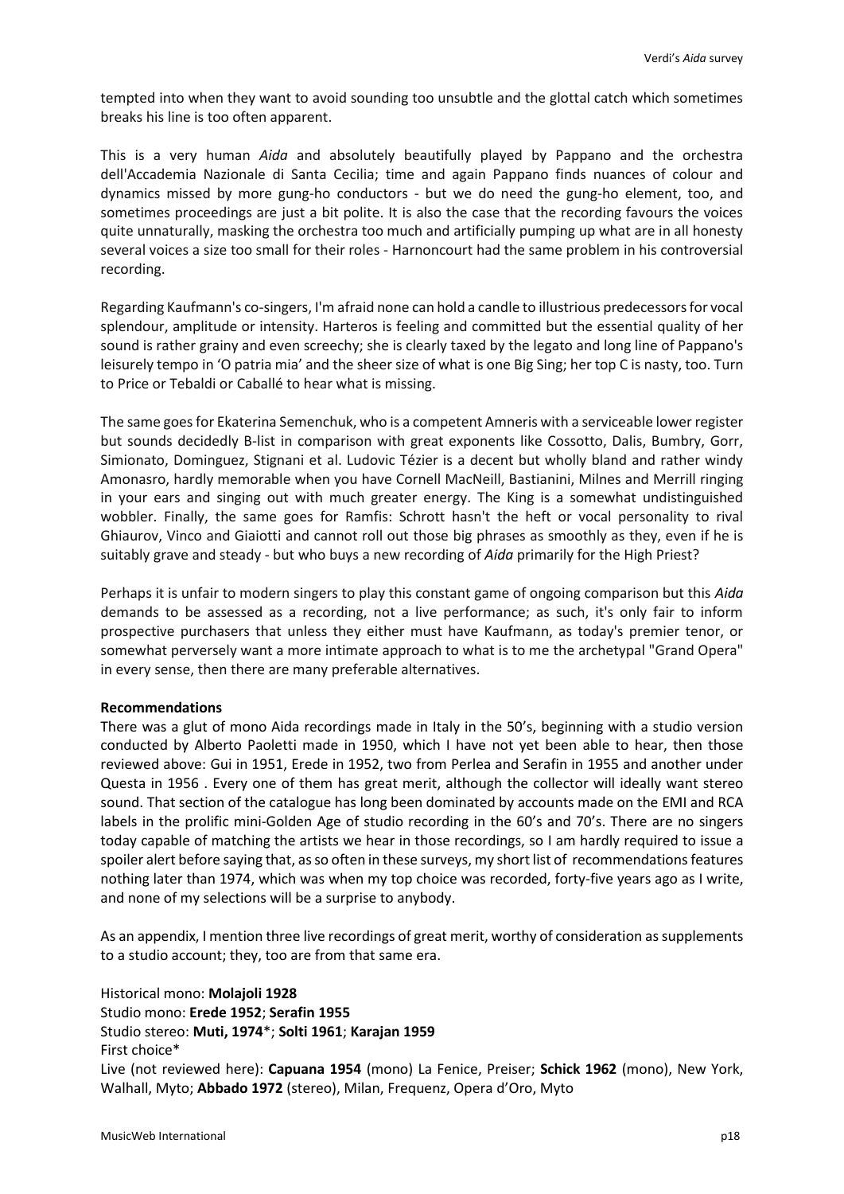tempted into when they want to avoid sounding too unsubtle and the glottal catch which sometimes breaks his line is too often apparent.

This is a very human *Aida* and absolutely beautifully played by Pappano and the orchestra dell'Accademia Nazionale di Santa Cecilia; time and again Pappano finds nuances of colour and dynamics missed by more gung-ho conductors - but we do need the gung-ho element, too, and sometimes proceedings are just a bit polite. It is also the case that the recording favours the voices quite unnaturally, masking the orchestra too much and artificially pumping up what are in all honesty several voices a size too small for their roles - Harnoncourt had the same problem in his controversial recording.

Regarding Kaufmann's co-singers, I'm afraid none can hold a candle to illustrious predecessors for vocal splendour, amplitude or intensity. Harteros is feeling and committed but the essential quality of her sound is rather grainy and even screechy; she is clearly taxed by the legato and long line of Pappano's leisurely tempo in 'O patria mia' and the sheer size of what is one Big Sing; her top C is nasty, too. Turn to Price or Tebaldi or Caballé to hear what is missing.

The same goes for Ekaterina Semenchuk, who is a competent Amneris with a serviceable lower register but sounds decidedly B-list in comparison with great exponents like Cossotto, Dalis, Bumbry, Gorr, Simionato, Dominguez, Stignani et al. Ludovic Tézier is a decent but wholly bland and rather windy Amonasro, hardly memorable when you have Cornell MacNeill, Bastianini, Milnes and Merrill ringing in your ears and singing out with much greater energy. The King is a somewhat undistinguished wobbler. Finally, the same goes for Ramfis: Schrott hasn't the heft or vocal personality to rival Ghiaurov, Vinco and Giaiotti and cannot roll out those big phrases as smoothly as they, even if he is suitably grave and steady - but who buys a new recording of *Aida* primarily for the High Priest?

Perhaps it is unfair to modern singers to play this constant game of ongoing comparison but this *Aida* demands to be assessed as a recording, not a live performance; as such, it's only fair to inform prospective purchasers that unless they either must have Kaufmann, as today's premier tenor, or somewhat perversely want a more intimate approach to what is to me the archetypal "Grand Opera" in every sense, then there are many preferable alternatives.

**Recommendations**

There was a glut of mono Aida recordings made in Italy in the 50's, beginning with a studio version conducted by Alberto Paoletti made in 1950, which I have not yet been able to hear, then those reviewed above: Gui in 1951, Erede in 1952, two from Perlea and Serafin in 1955 and another under Questa in 1956 . Every one of them has great merit, although the collector will ideally want stereo sound. That section of the catalogue has long been dominated by accounts made on the EMI and RCA labels in the prolific mini-Golden Age of studio recording in the 60's and 70's. There are no singers today capable of matching the artists we hear in those recordings, so I am hardly required to issue a spoiler alert before saying that, as so often in these surveys, my short list of recommendations features nothing later than 1974, which was when my top choice was recorded, forty-five years ago as I write, and none of my selections will be a surprise to anybody.

As an appendix, I mention three live recordings of great merit, worthy of consideration as supplements to a studio account; they, too are from that same era.

Historical mono: **Molajoli 1928**  
Studio mono: **Erede 1952**; **Serafin 1955**  
Studio stereo: **Muti, 1974***; **Solti 1961**; **Karajan 1959**  
First choice*  
Live (not reviewed here): **Capuana 1954** (mono) La Fenice, Preiser; **Schick 1962** (mono), New York, Walhall, Myto; **Abbado 1972** (stereo), Milan, Frequenz, Opera d'Oro, Myto